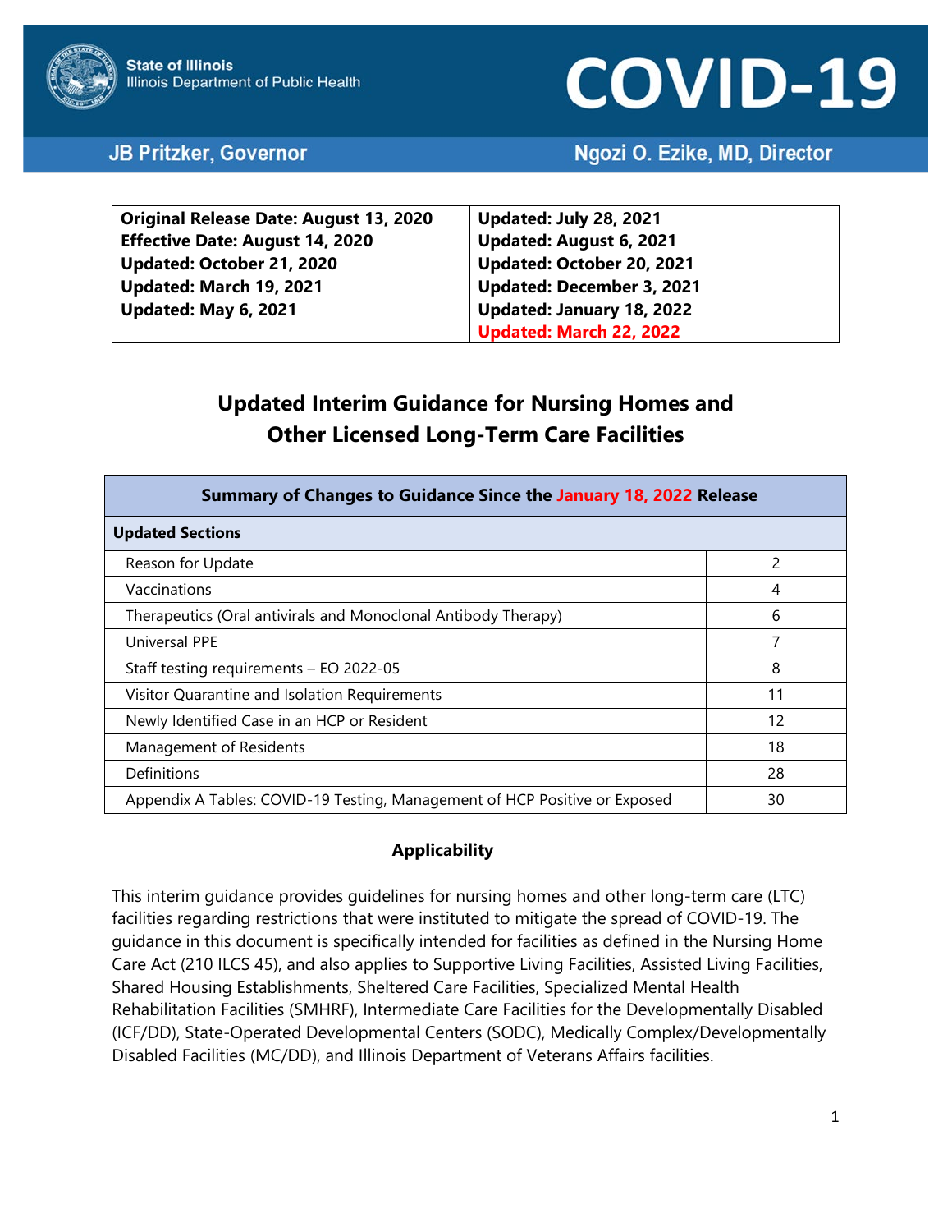State of Illinois
Illinois Department of Public Health

# COVID-19

**JB Pritzker, Governor** | **Ngozi O. Ezike, MD, Director**

| | |
|---|---|
| **Original Release Date: August 13, 2020** | **Updated: July 28, 2021** |
| **Effective Date: August 14, 2020** | **Updated: August 6, 2021** |
| **Updated: October 21, 2020** | **Updated: October 20, 2021** |
| **Updated: March 19, 2021** | **Updated: December 3, 2021** |
| **Updated: May 6, 2021** | **Updated: January 18, 2022** |
| | **Updated: March 22, 2022** |

## Updated Interim Guidance for Nursing Homes and Other Licensed Long-Term Care Facilities

| **Summary of Changes to Guidance Since the January 18, 2022 Release** | |
|---|---|
| **Updated Sections** | |
| Reason for Update | 2 |
| Vaccinations | 4 |
| Therapeutics (Oral antivirals and Monoclonal Antibody Therapy) | 6 |
| Universal PPE | 7 |
| Staff testing requirements – EO 2022-05 | 8 |
| Visitor Quarantine and Isolation Requirements | 11 |
| Newly Identified Case in an HCP or Resident | 12 |
| Management of Residents | 18 |
| Definitions | 28 |
| Appendix A Tables: COVID-19 Testing, Management of HCP Positive or Exposed | 30 |

### Applicability

This interim guidance provides guidelines for nursing homes and other long-term care (LTC) facilities regarding restrictions that were instituted to mitigate the spread of COVID-19. The guidance in this document is specifically intended for facilities as defined in the Nursing Home Care Act (210 ILCS 45), and also applies to Supportive Living Facilities, Assisted Living Facilities, Shared Housing Establishments, Sheltered Care Facilities, Specialized Mental Health Rehabilitation Facilities (SMHRF), Intermediate Care Facilities for the Developmentally Disabled (ICF/DD), State-Operated Developmental Centers (SODC), Medically Complex/Developmentally Disabled Facilities (MC/DD), and Illinois Department of Veterans Affairs facilities.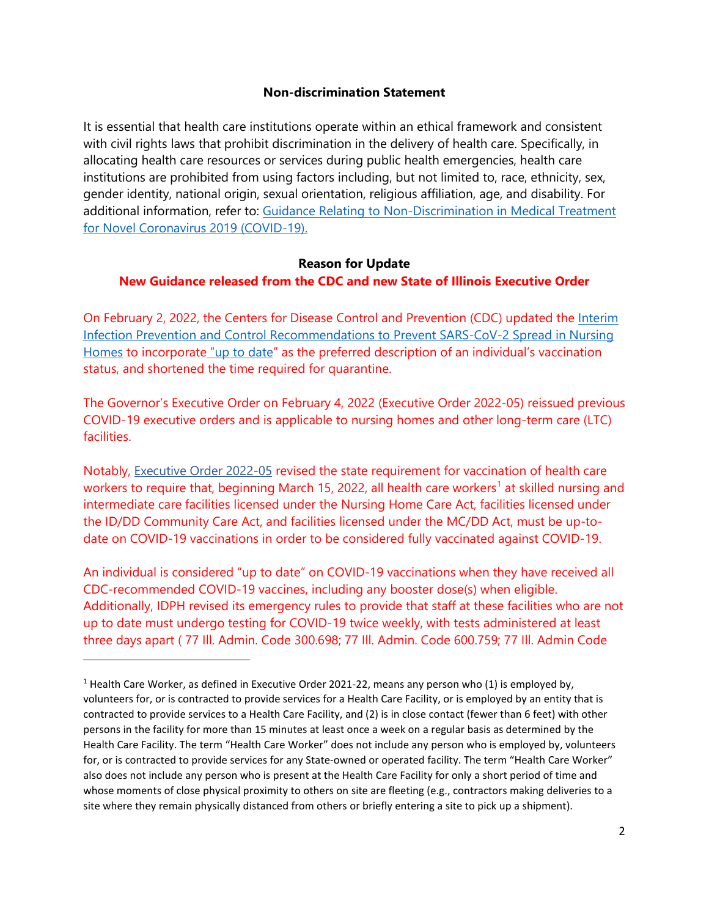**Non-discrimination Statement**

It is essential that health care institutions operate within an ethical framework and consistent with civil rights laws that prohibit discrimination in the delivery of health care. Specifically, in allocating health care resources or services during public health emergencies, health care institutions are prohibited from using factors including, but not limited to, race, ethnicity, sex, gender identity, national origin, sexual orientation, religious affiliation, age, and disability. For additional information, refer to: Guidance Relating to Non-Discrimination in Medical Treatment for Novel Coronavirus 2019 (COVID-19).

**Reason for Update**

**New Guidance released from the CDC and new State of Illinois Executive Order**

On February 2, 2022, the Centers for Disease Control and Prevention (CDC) updated the Interim Infection Prevention and Control Recommendations to Prevent SARS-CoV-2 Spread in Nursing Homes to incorporate "up to date" as the preferred description of an individual's vaccination status, and shortened the time required for quarantine.

The Governor's Executive Order on February 4, 2022 (Executive Order 2022-05) reissued previous COVID-19 executive orders and is applicable to nursing homes and other long-term care (LTC) facilities.

Notably, Executive Order 2022-05 revised the state requirement for vaccination of health care workers to require that, beginning March 15, 2022, all health care workers[1] at skilled nursing and intermediate care facilities licensed under the Nursing Home Care Act, facilities licensed under the ID/DD Community Care Act, and facilities licensed under the MC/DD Act, must be up-to-date on COVID-19 vaccinations in order to be considered fully vaccinated against COVID-19.

An individual is considered "up to date" on COVID-19 vaccinations when they have received all CDC-recommended COVID-19 vaccines, including any booster dose(s) when eligible. Additionally, IDPH revised its emergency rules to provide that staff at these facilities who are not up to date must undergo testing for COVID-19 twice weekly, with tests administered at least three days apart ( 77 Ill. Admin. Code 300.698; 77 Ill. Admin. Code 600.759; 77 Ill. Admin Code

[1] Health Care Worker, as defined in Executive Order 2021-22, means any person who (1) is employed by, volunteers for, or is contracted to provide services for a Health Care Facility, or is employed by an entity that is contracted to provide services to a Health Care Facility, and (2) is in close contact (fewer than 6 feet) with other persons in the facility for more than 15 minutes at least once a week on a regular basis as determined by the Health Care Facility. The term "Health Care Worker" does not include any person who is employed by, volunteers for, or is contracted to provide services for any State-owned or operated facility. The term "Health Care Worker" also does not include any person who is present at the Health Care Facility for only a short period of time and whose moments of close physical proximity to others on site are fleeting (e.g., contractors making deliveries to a site where they remain physically distanced from others or briefly entering a site to pick up a shipment).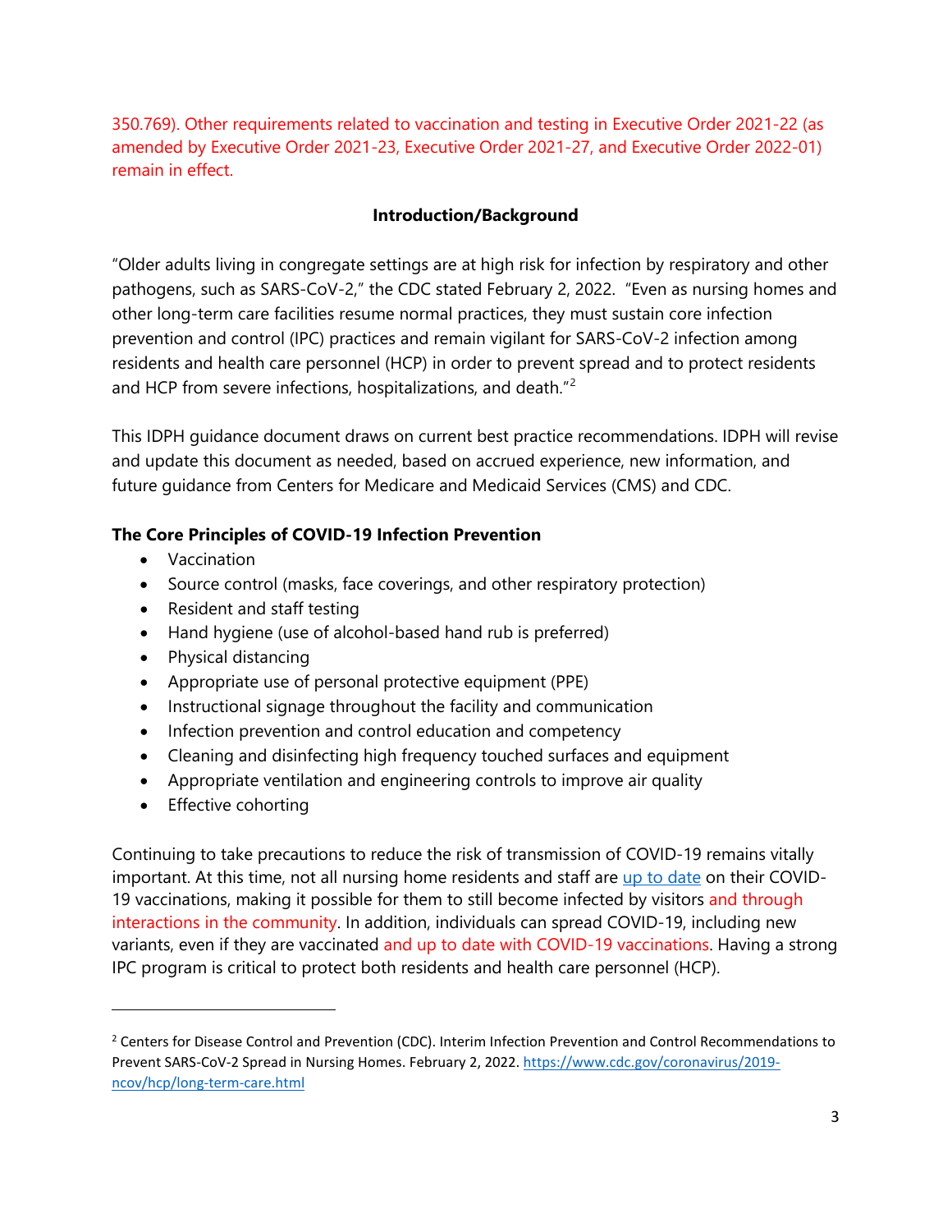350.769). Other requirements related to vaccination and testing in Executive Order 2021-22 (as amended by Executive Order 2021-23, Executive Order 2021-27, and Executive Order 2022-01) remain in effect.

## Introduction/Background

"Older adults living in congregate settings are at high risk for infection by respiratory and other pathogens, such as SARS-CoV-2," the CDC stated February 2, 2022. "Even as nursing homes and other long-term care facilities resume normal practices, they must sustain core infection prevention and control (IPC) practices and remain vigilant for SARS-CoV-2 infection among residents and health care personnel (HCP) in order to prevent spread and to protect residents and HCP from severe infections, hospitalizations, and death."[2]

This IDPH guidance document draws on current best practice recommendations. IDPH will revise and update this document as needed, based on accrued experience, new information, and future guidance from Centers for Medicare and Medicaid Services (CMS) and CDC.

### The Core Principles of COVID-19 Infection Prevention

- Vaccination
- Source control (masks, face coverings, and other respiratory protection)
- Resident and staff testing
- Hand hygiene (use of alcohol-based hand rub is preferred)
- Physical distancing
- Appropriate use of personal protective equipment (PPE)
- Instructional signage throughout the facility and communication
- Infection prevention and control education and competency
- Cleaning and disinfecting high frequency touched surfaces and equipment
- Appropriate ventilation and engineering controls to improve air quality
- Effective cohorting

Continuing to take precautions to reduce the risk of transmission of COVID-19 remains vitally important. At this time, not all nursing home residents and staff are up to date on their COVID-19 vaccinations, making it possible for them to still become infected by visitors and through interactions in the community. In addition, individuals can spread COVID-19, including new variants, even if they are vaccinated and up to date with COVID-19 vaccinations. Having a strong IPC program is critical to protect both residents and health care personnel (HCP).

---

[2] Centers for Disease Control and Prevention (CDC). Interim Infection Prevention and Control Recommendations to Prevent SARS-CoV-2 Spread in Nursing Homes. February 2, 2022. https://www.cdc.gov/coronavirus/2019-ncov/hcp/long-term-care.html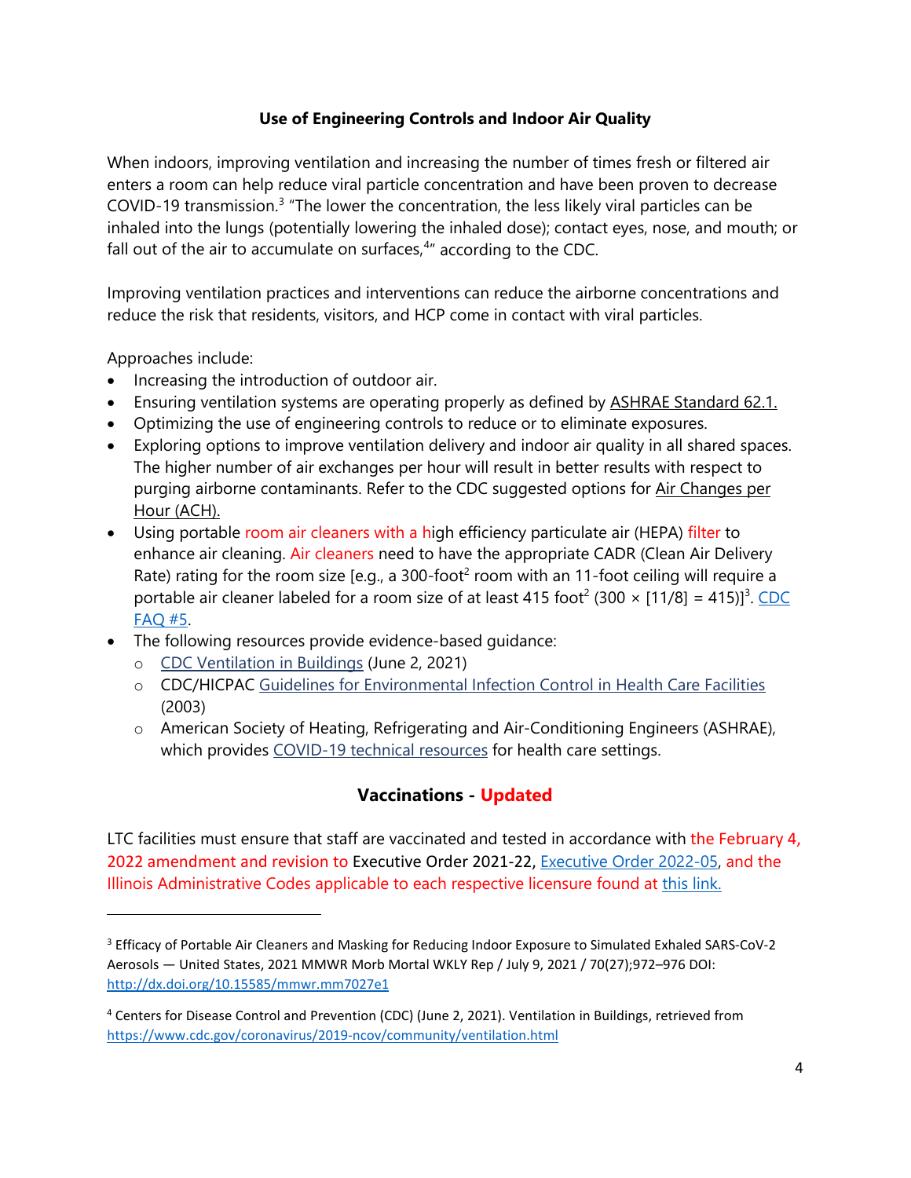**Use of Engineering Controls and Indoor Air Quality**

When indoors, improving ventilation and increasing the number of times fresh or filtered air enters a room can help reduce viral particle concentration and have been proven to decrease COVID-19 transmission.[3] "The lower the concentration, the less likely viral particles can be inhaled into the lungs (potentially lowering the inhaled dose); contact eyes, nose, and mouth; or fall out of the air to accumulate on surfaces,[4]" according to the CDC.

Improving ventilation practices and interventions can reduce the airborne concentrations and reduce the risk that residents, visitors, and HCP come in contact with viral particles.

Approaches include:

- Increasing the introduction of outdoor air.
- Ensuring ventilation systems are operating properly as defined by ASHRAE Standard 62.1.
- Optimizing the use of engineering controls to reduce or to eliminate exposures.
- Exploring options to improve ventilation delivery and indoor air quality in all shared spaces. The higher number of air exchanges per hour will result in better results with respect to purging airborne contaminants. Refer to the CDC suggested options for Air Changes per Hour (ACH).
- Using portable room air cleaners with a high efficiency particulate air (HEPA) filter to enhance air cleaning. Air cleaners need to have the appropriate CADR (Clean Air Delivery Rate) rating for the room size [e.g., a 300-foot$^2$ room with an 11-foot ceiling will require a portable air cleaner labeled for a room size of at least 415 foot$^2$ ($300 \times [11/8] = 415$)][3]. CDC FAQ #5.
- The following resources provide evidence-based guidance:
  - CDC Ventilation in Buildings (June 2, 2021)
  - CDC/HICPAC Guidelines for Environmental Infection Control in Health Care Facilities (2003)
  - American Society of Heating, Refrigerating and Air-Conditioning Engineers (ASHRAE), which provides COVID-19 technical resources for health care settings.

## Vaccinations - Updated

LTC facilities must ensure that staff are vaccinated and tested in accordance with the February 4, 2022 amendment and revision to Executive Order 2021-22, Executive Order 2022-05, and the Illinois Administrative Codes applicable to each respective licensure found at this link.

---

[3] Efficacy of Portable Air Cleaners and Masking for Reducing Indoor Exposure to Simulated Exhaled SARS-CoV-2 Aerosols — United States, 2021 MMWR Morb Mortal WKLY Rep / July 9, 2021 / 70(27);972–976 DOI: http://dx.doi.org/10.15585/mmwr.mm7027e1

[4] Centers for Disease Control and Prevention (CDC) (June 2, 2021). Ventilation in Buildings, retrieved from https://www.cdc.gov/coronavirus/2019-ncov/community/ventilation.html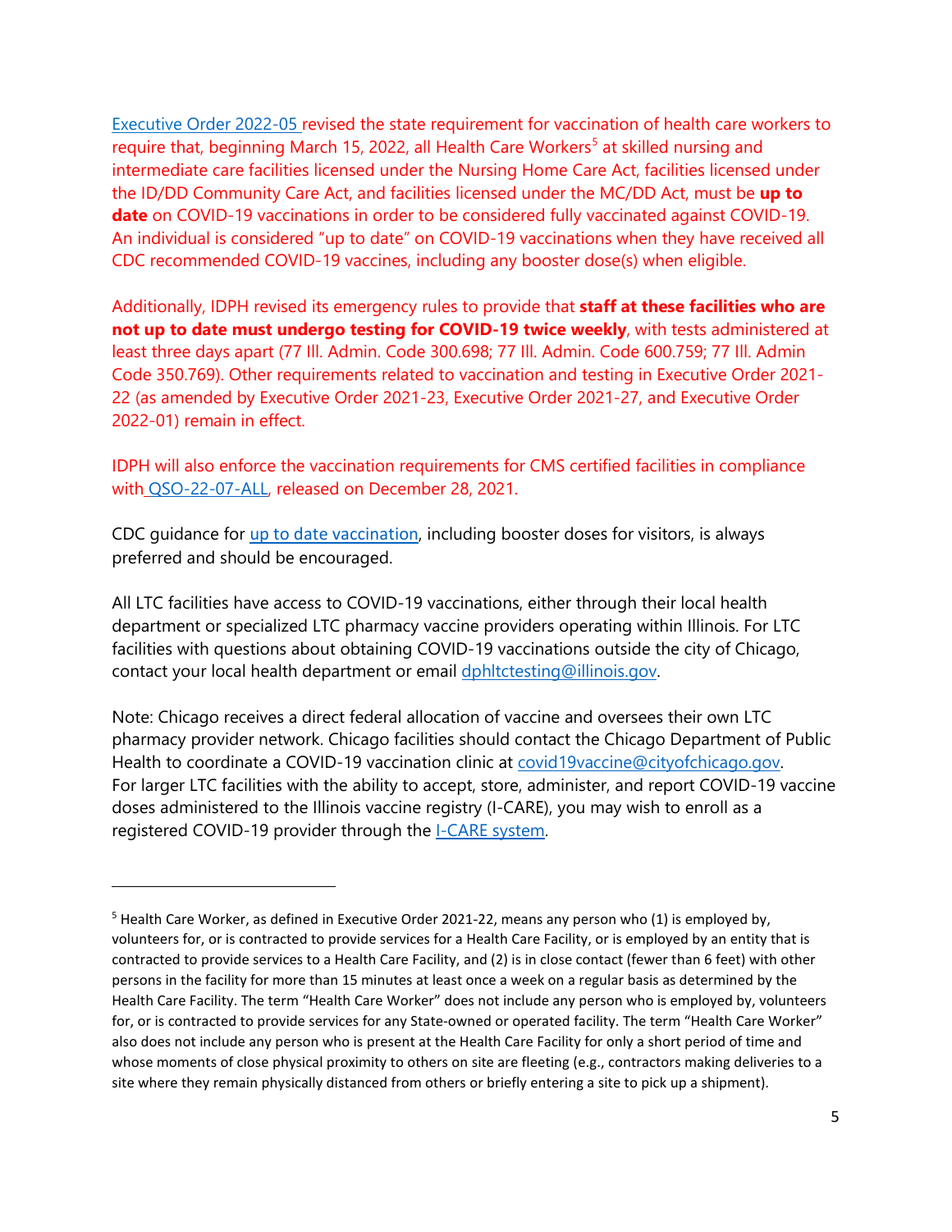Executive Order 2022-05 revised the state requirement for vaccination of health care workers to require that, beginning March 15, 2022, all Health Care Workers[5] at skilled nursing and intermediate care facilities licensed under the Nursing Home Care Act, facilities licensed under the ID/DD Community Care Act, and facilities licensed under the MC/DD Act, must be **up to date** on COVID-19 vaccinations in order to be considered fully vaccinated against COVID-19. An individual is considered "up to date" on COVID-19 vaccinations when they have received all CDC recommended COVID-19 vaccines, including any booster dose(s) when eligible.

Additionally, IDPH revised its emergency rules to provide that **staff at these facilities who are not up to date must undergo testing for COVID-19 twice weekly**, with tests administered at least three days apart (77 Ill. Admin. Code 300.698; 77 Ill. Admin. Code 600.759; 77 Ill. Admin Code 350.769). Other requirements related to vaccination and testing in Executive Order 2021-22 (as amended by Executive Order 2021-23, Executive Order 2021-27, and Executive Order 2022-01) remain in effect.

IDPH will also enforce the vaccination requirements for CMS certified facilities in compliance with QSO-22-07-ALL, released on December 28, 2021.

CDC guidance for up to date vaccination, including booster doses for visitors, is always preferred and should be encouraged.

All LTC facilities have access to COVID-19 vaccinations, either through their local health department or specialized LTC pharmacy vaccine providers operating within Illinois. For LTC facilities with questions about obtaining COVID-19 vaccinations outside the city of Chicago, contact your local health department or email dphltctesting@illinois.gov.

Note: Chicago receives a direct federal allocation of vaccine and oversees their own LTC pharmacy provider network. Chicago facilities should contact the Chicago Department of Public Health to coordinate a COVID-19 vaccination clinic at covid19vaccine@cityofchicago.gov. For larger LTC facilities with the ability to accept, store, administer, and report COVID-19 vaccine doses administered to the Illinois vaccine registry (I-CARE), you may wish to enroll as a registered COVID-19 provider through the I-CARE system.

---

[5] Health Care Worker, as defined in Executive Order 2021-22, means any person who (1) is employed by, volunteers for, or is contracted to provide services for a Health Care Facility, or is employed by an entity that is contracted to provide services to a Health Care Facility, and (2) is in close contact (fewer than 6 feet) with other persons in the facility for more than 15 minutes at least once a week on a regular basis as determined by the Health Care Facility. The term "Health Care Worker" does not include any person who is employed by, volunteers for, or is contracted to provide services for any State-owned or operated facility. The term "Health Care Worker" also does not include any person who is present at the Health Care Facility for only a short period of time and whose moments of close physical proximity to others on site are fleeting (e.g., contractors making deliveries to a site where they remain physically distanced from others or briefly entering a site to pick up a shipment).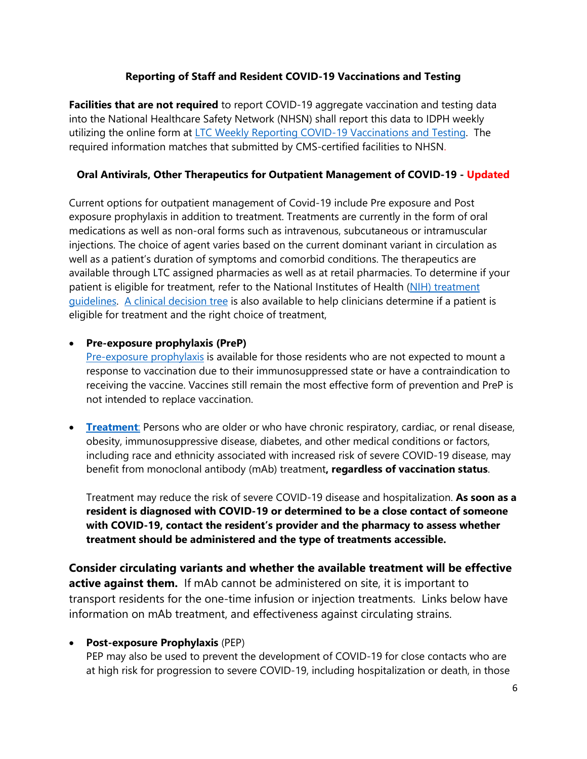### Reporting of Staff and Resident COVID-19 Vaccinations and Testing

**Facilities that are not required** to report COVID-19 aggregate vaccination and testing data into the National Healthcare Safety Network (NHSN) shall report this data to IDPH weekly utilizing the online form at LTC Weekly Reporting COVID-19 Vaccinations and Testing. The required information matches that submitted by CMS-certified facilities to NHSN.

### Oral Antivirals, Other Therapeutics for Outpatient Management of COVID-19 - Updated

Current options for outpatient management of Covid-19 include Pre exposure and Post exposure prophylaxis in addition to treatment. Treatments are currently in the form of oral medications as well as non-oral forms such as intravenous, subcutaneous or intramuscular injections. The choice of agent varies based on the current dominant variant in circulation as well as a patient's duration of symptoms and comorbid conditions. The therapeutics are available through LTC assigned pharmacies as well as at retail pharmacies. To determine if your patient is eligible for treatment, refer to the National Institutes of Health (NIH) treatment guidelines. A clinical decision tree is also available to help clinicians determine if a patient is eligible for treatment and the right choice of treatment,

- **Pre-exposure prophylaxis (PreP)**
  Pre-exposure prophylaxis is available for those residents who are not expected to mount a response to vaccination due to their immunosuppressed state or have a contraindication to receiving the vaccine. Vaccines still remain the most effective form of prevention and PreP is not intended to replace vaccination.

- **Treatment**: Persons who are older or who have chronic respiratory, cardiac, or renal disease, obesity, immunosuppressive disease, diabetes, and other medical conditions or factors, including race and ethnicity associated with increased risk of severe COVID-19 disease, may benefit from monoclonal antibody (mAb) treatment**, regardless of vaccination status**.

  Treatment may reduce the risk of severe COVID-19 disease and hospitalization. **As soon as a resident is diagnosed with COVID-19 or determined to be a close contact of someone with COVID-19, contact the resident's provider and the pharmacy to assess whether treatment should be administered and the type of treatments accessible.**

**Consider circulating variants and whether the available treatment will be effective active against them.** If mAb cannot be administered on site, it is important to transport residents for the one-time infusion or injection treatments. Links below have information on mAb treatment, and effectiveness against circulating strains.

- **Post-exposure Prophylaxis** (PEP)
  PEP may also be used to prevent the development of COVID-19 for close contacts who are at high risk for progression to severe COVID-19, including hospitalization or death, in those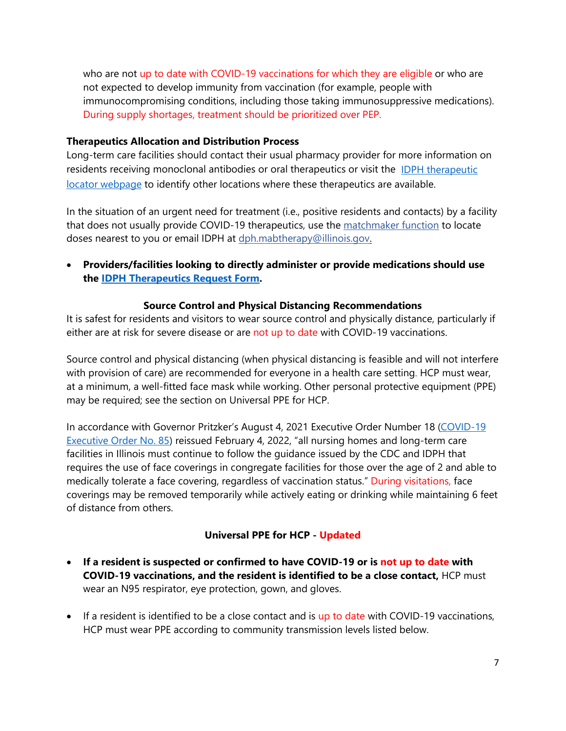who are not up to date with COVID-19 vaccinations for which they are eligible or who are not expected to develop immunity from vaccination (for example, people with immunocompromising conditions, including those taking immunosuppressive medications). During supply shortages, treatment should be prioritized over PEP.

**Therapeutics Allocation and Distribution Process**

Long-term care facilities should contact their usual pharmacy provider for more information on residents receiving monoclonal antibodies or oral therapeutics or visit the IDPH therapeutic locator webpage to identify other locations where these therapeutics are available.

In the situation of an urgent need for treatment (i.e., positive residents and contacts) by a facility that does not usually provide COVID-19 therapeutics, use the matchmaker function to locate doses nearest to you or email IDPH at dph.mabtherapy@illinois.gov.

- **Providers/facilities looking to directly administer or provide medications should use the IDPH Therapeutics Request Form.**

## Source Control and Physical Distancing Recommendations

It is safest for residents and visitors to wear source control and physically distance, particularly if either are at risk for severe disease or are not up to date with COVID-19 vaccinations.

Source control and physical distancing (when physical distancing is feasible and will not interfere with provision of care) are recommended for everyone in a health care setting. HCP must wear, at a minimum, a well-fitted face mask while working. Other personal protective equipment (PPE) may be required; see the section on Universal PPE for HCP.

In accordance with Governor Pritzker's August 4, 2021 Executive Order Number 18 (COVID-19 Executive Order No. 85) reissued February 4, 2022, "all nursing homes and long-term care facilities in Illinois must continue to follow the guidance issued by the CDC and IDPH that requires the use of face coverings in congregate facilities for those over the age of 2 and able to medically tolerate a face covering, regardless of vaccination status." During visitations, face coverings may be removed temporarily while actively eating or drinking while maintaining 6 feet of distance from others.

## Universal PPE for HCP - Updated

- **If a resident is suspected or confirmed to have COVID-19 or is not up to date with COVID-19 vaccinations, and the resident is identified to be a close contact,** HCP must wear an N95 respirator, eye protection, gown, and gloves.
- If a resident is identified to be a close contact and is up to date with COVID-19 vaccinations, HCP must wear PPE according to community transmission levels listed below.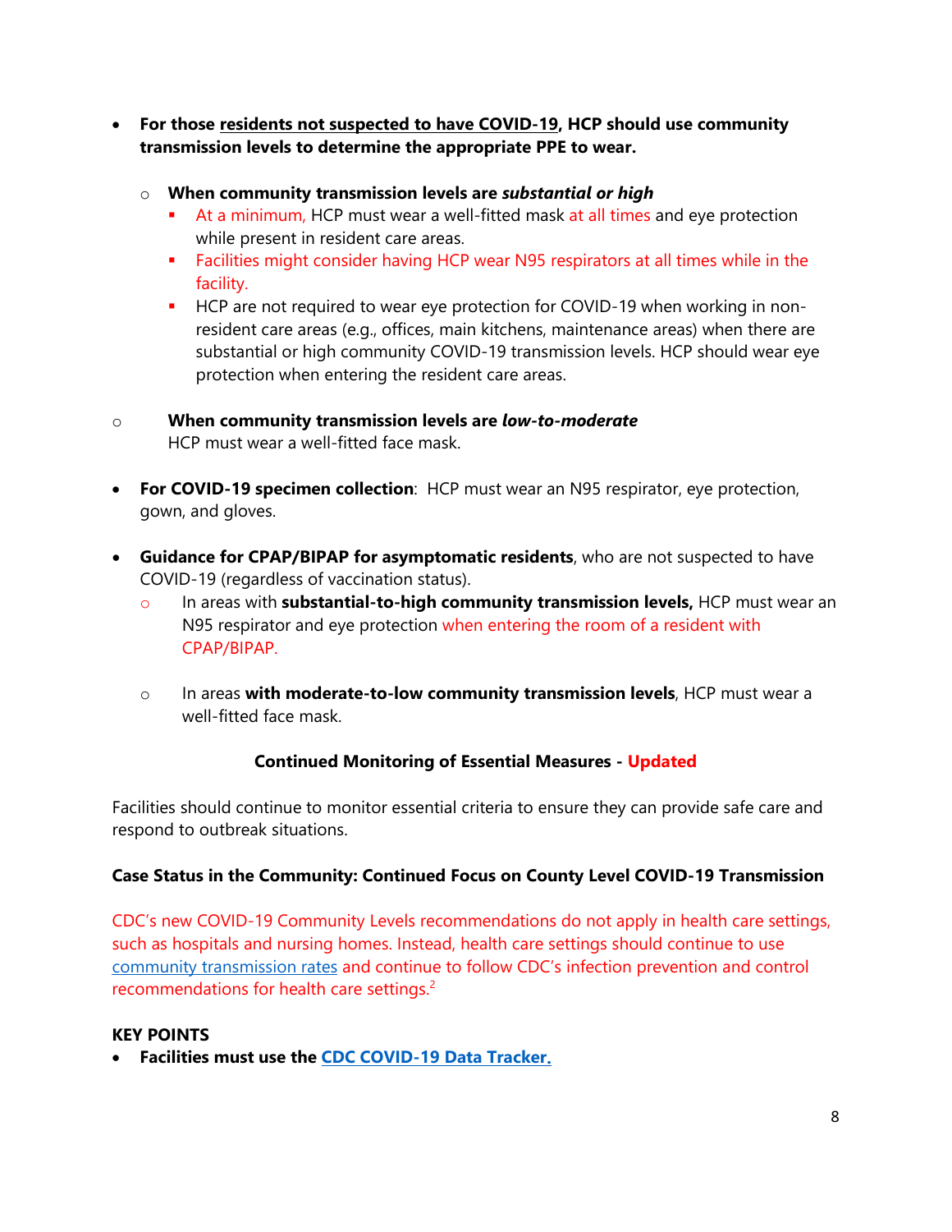- **For those residents not suspected to have COVID-19, HCP should use community transmission levels to determine the appropriate PPE to wear.**
  - **When community transmission levels are *substantial or high***
    - At a minimum, HCP must wear a well-fitted mask at all times and eye protection while present in resident care areas.
    - Facilities might consider having HCP wear N95 respirators at all times while in the facility.
    - HCP are not required to wear eye protection for COVID-19 when working in non-resident care areas (e.g., offices, main kitchens, maintenance areas) when there are substantial or high community COVID-19 transmission levels. HCP should wear eye protection when entering the resident care areas.
  - **When community transmission levels are *low-to-moderate***
    HCP must wear a well-fitted face mask.

- **For COVID-19 specimen collection**: HCP must wear an N95 respirator, eye protection, gown, and gloves.

- **Guidance for CPAP/BIPAP for asymptomatic residents**, who are not suspected to have COVID-19 (regardless of vaccination status).
  - In areas with **substantial-to-high community transmission levels,** HCP must wear an N95 respirator and eye protection when entering the room of a resident with CPAP/BIPAP.
  - In areas **with moderate-to-low community transmission levels**, HCP must wear a well-fitted face mask.

### Continued Monitoring of Essential Measures - Updated

Facilities should continue to monitor essential criteria to ensure they can provide safe care and respond to outbreak situations.

**Case Status in the Community: Continued Focus on County Level COVID-19 Transmission**

CDC's new COVID-19 Community Levels recommendations do not apply in health care settings, such as hospitals and nursing homes. Instead, health care settings should continue to use community transmission rates and continue to follow CDC's infection prevention and control recommendations for health care settings.[2]

**KEY POINTS**

- **Facilities must use the CDC COVID-19 Data Tracker.**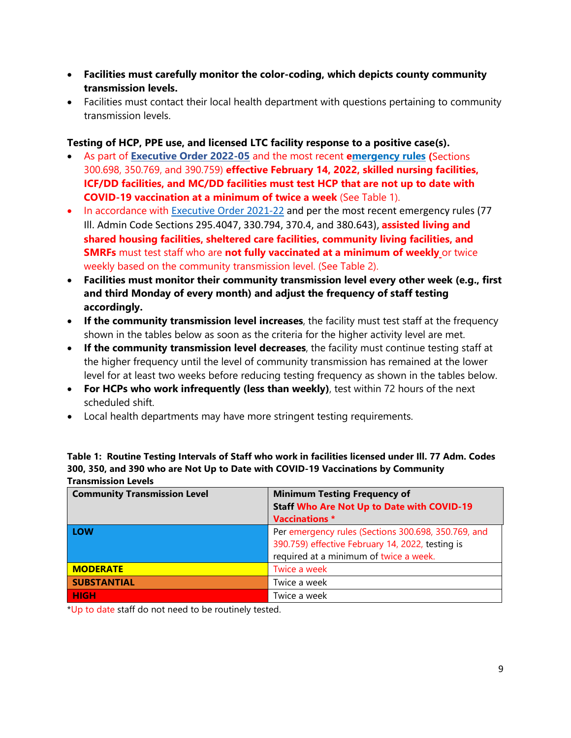- **Facilities must carefully monitor the color-coding, which depicts county community transmission levels.**
- Facilities must contact their local health department with questions pertaining to community transmission levels.

**Testing of HCP, PPE use, and licensed LTC facility response to a positive case(s).**

- As part of **Executive Order 2022-05** and the most recent **emergency rules (**Sections 300.698, 350.769, and 390.759) **effective February 14, 2022, skilled nursing facilities, ICF/DD facilities, and MC/DD facilities must test HCP that are not up to date with COVID-19 vaccination at a minimum of twice a week** (See Table 1).
- In accordance with Executive Order 2021-22 and per the most recent emergency rules (77 Ill. Admin Code Sections 295.4047, 330.794, 370.4, and 380.643), **assisted living and shared housing facilities, sheltered care facilities, community living facilities, and SMRFs** must test staff who are **not fully vaccinated at a minimum of weekly** or twice weekly based on the community transmission level. (See Table 2).
- **Facilities must monitor their community transmission level every other week (e.g., first and third Monday of every month) and adjust the frequency of staff testing accordingly.**
- **If the community transmission level increases**, the facility must test staff at the frequency shown in the tables below as soon as the criteria for the higher activity level are met.
- **If the community transmission level decreases**, the facility must continue testing staff at the higher frequency until the level of community transmission has remained at the lower level for at least two weeks before reducing testing frequency as shown in the tables below.
- **For HCPs who work infrequently (less than weekly)**, test within 72 hours of the next scheduled shift.
- Local health departments may have more stringent testing requirements.

**Table 1: Routine Testing Intervals of Staff who work in facilities licensed under Ill. 77 Adm. Codes 300, 350, and 390 who are Not Up to Date with COVID-19 Vaccinations by Community Transmission Levels**

| Community Transmission Level | Minimum Testing Frequency of Staff Who Are Not Up to Date with COVID-19 Vaccinations * |
|---|---|
| LOW | Per emergency rules (Sections 300.698, 350.769, and 390.759) effective February 14, 2022, testing is required at a minimum of twice a week. |
| MODERATE | Twice a week |
| SUBSTANTIAL | Twice a week |
| HIGH | Twice a week |

*Up to date staff do not need to be routinely tested.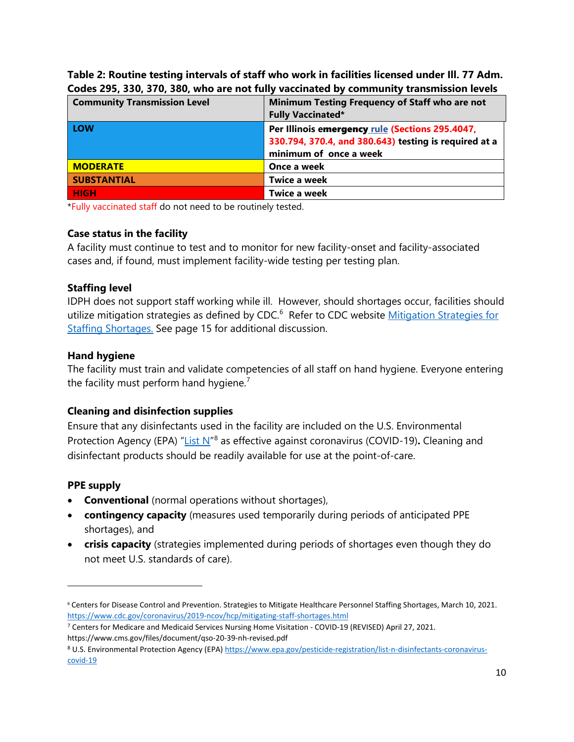**Table 2: Routine testing intervals of staff who work in facilities licensed under Ill. 77 Adm. Codes 295, 330, 370, 380, who are not fully vaccinated by community transmission levels**

| Community Transmission Level | Minimum Testing Frequency of Staff who are not Fully Vaccinated* |
|---|---|
| LOW | Per Illinois emergency rule (Sections 295.4047, 330.794, 370.4, and 380.643) testing is required at a minimum of once a week |
| MODERATE | Once a week |
| SUBSTANTIAL | Twice a week |
| HIGH | Twice a week |

*Fully vaccinated staff do not need to be routinely tested.

### Case status in the facility

A facility must continue to test and to monitor for new facility-onset and facility-associated cases and, if found, must implement facility-wide testing per testing plan.

### Staffing level

IDPH does not support staff working while ill. However, should shortages occur, facilities should utilize mitigation strategies as defined by CDC.[6] Refer to CDC website Mitigation Strategies for Staffing Shortages. See page 15 for additional discussion.

### Hand hygiene

The facility must train and validate competencies of all staff on hand hygiene. Everyone entering the facility must perform hand hygiene.[7]

### Cleaning and disinfection supplies

Ensure that any disinfectants used in the facility are included on the U.S. Environmental Protection Agency (EPA) "List N"[8] as effective against coronavirus (COVID-19)**.** Cleaning and disinfectant products should be readily available for use at the point-of-care.

### PPE supply

- **Conventional** (normal operations without shortages),
- **contingency capacity** (measures used temporarily during periods of anticipated PPE shortages), and
- **crisis capacity** (strategies implemented during periods of shortages even though they do not meet U.S. standards of care).

---

[6] Centers for Disease Control and Prevention. Strategies to Mitigate Healthcare Personnel Staffing Shortages, March 10, 2021. https://www.cdc.gov/coronavirus/2019-ncov/hcp/mitigating-staff-shortages.html

[7] Centers for Medicare and Medicaid Services Nursing Home Visitation - COVID-19 (REVISED) April 27, 2021. https://www.cms.gov/files/document/qso-20-39-nh-revised.pdf

[8] U.S. Environmental Protection Agency (EPA) https://www.epa.gov/pesticide-registration/list-n-disinfectants-coronavirus-covid-19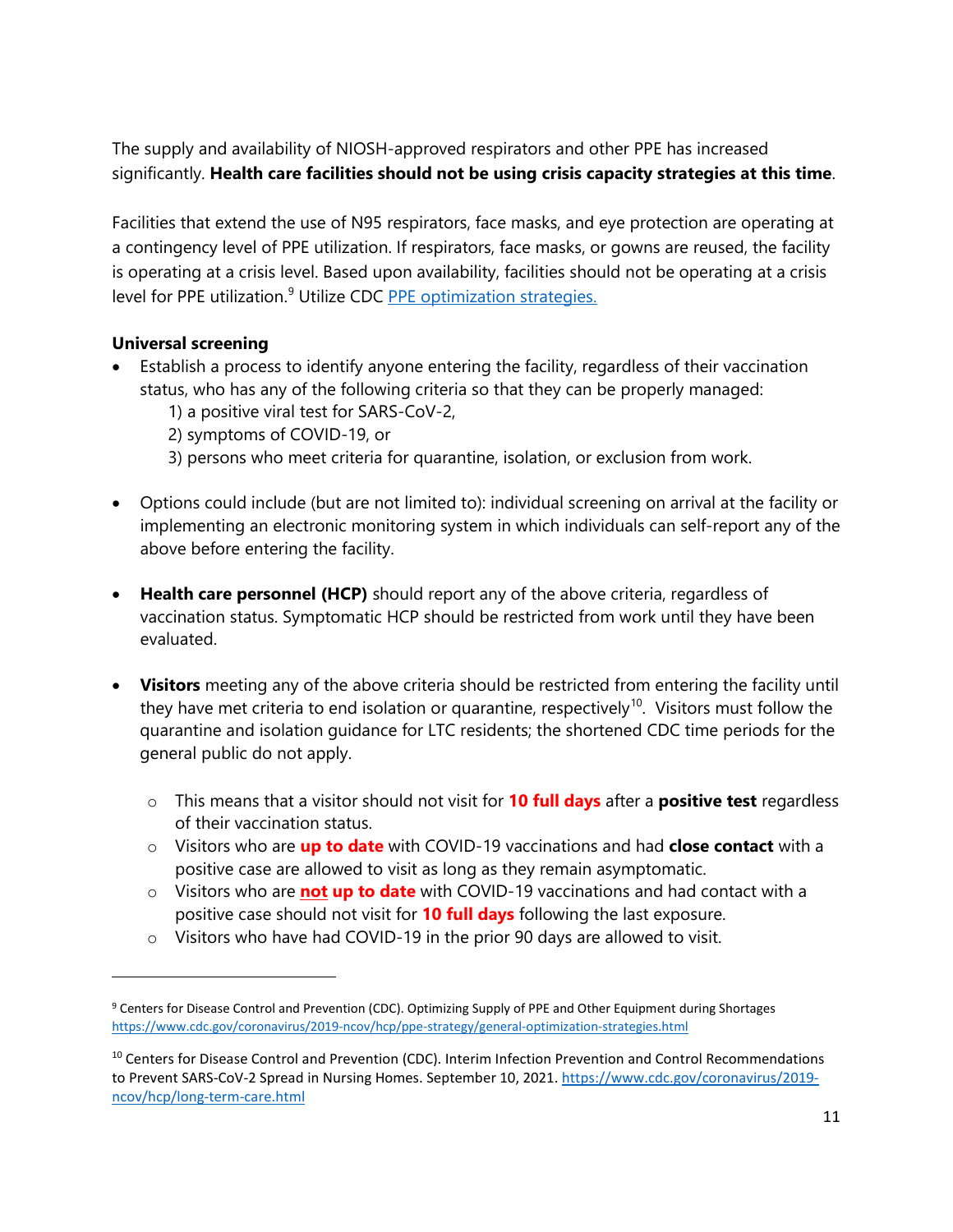The supply and availability of NIOSH-approved respirators and other PPE has increased significantly. **Health care facilities should not be using crisis capacity strategies at this time**.

Facilities that extend the use of N95 respirators, face masks, and eye protection are operating at a contingency level of PPE utilization. If respirators, face masks, or gowns are reused, the facility is operating at a crisis level. Based upon availability, facilities should not be operating at a crisis level for PPE utilization.[9] Utilize CDC [PPE optimization strategies.](https://www.cdc.gov/coronavirus/2019-ncov/hcp/ppe-strategy/general-optimization-strategies.html)

**Universal screening**

- Establish a process to identify anyone entering the facility, regardless of their vaccination status, who has any of the following criteria so that they can be properly managed:
  1) a positive viral test for SARS-CoV-2,
  2) symptoms of COVID-19, or
  3) persons who meet criteria for quarantine, isolation, or exclusion from work.

- Options could include (but are not limited to): individual screening on arrival at the facility or implementing an electronic monitoring system in which individuals can self-report any of the above before entering the facility.

- **Health care personnel (HCP)** should report any of the above criteria, regardless of vaccination status. Symptomatic HCP should be restricted from work until they have been evaluated.

- **Visitors** meeting any of the above criteria should be restricted from entering the facility until they have met criteria to end isolation or quarantine, respectively[10]. Visitors must follow the quarantine and isolation guidance for LTC residents; the shortened CDC time periods for the general public do not apply.
  - This means that a visitor should not visit for **10 full days** after a **positive test** regardless of their vaccination status.
  - Visitors who are **up to date** with COVID-19 vaccinations and had **close contact** with a positive case are allowed to visit as long as they remain asymptomatic.
  - Visitors who are **not up to date** with COVID-19 vaccinations and had contact with a positive case should not visit for **10 full days** following the last exposure.
  - Visitors who have had COVID-19 in the prior 90 days are allowed to visit.

---

[9] Centers for Disease Control and Prevention (CDC). Optimizing Supply of PPE and Other Equipment during Shortages https://www.cdc.gov/coronavirus/2019-ncov/hcp/ppe-strategy/general-optimization-strategies.html

[10] Centers for Disease Control and Prevention (CDC). Interim Infection Prevention and Control Recommendations to Prevent SARS-CoV-2 Spread in Nursing Homes. September 10, 2021. https://www.cdc.gov/coronavirus/2019-ncov/hcp/long-term-care.html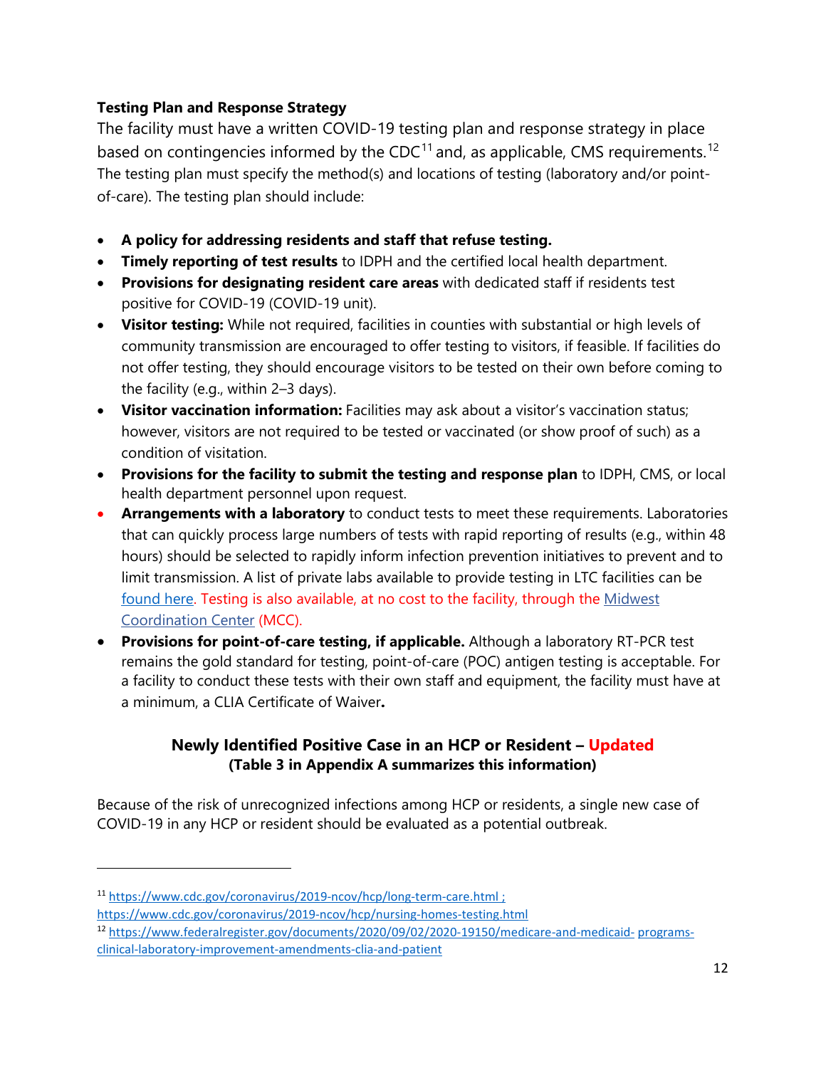### Testing Plan and Response Strategy

The facility must have a written COVID-19 testing plan and response strategy in place based on contingencies informed by the CDC[11] and, as applicable, CMS requirements.[12] The testing plan must specify the method(s) and locations of testing (laboratory and/or point-of-care). The testing plan should include:

- **A policy for addressing residents and staff that refuse testing.**
- **Timely reporting of test results** to IDPH and the certified local health department.
- **Provisions for designating resident care areas** with dedicated staff if residents test positive for COVID-19 (COVID-19 unit).
- **Visitor testing:** While not required, facilities in counties with substantial or high levels of community transmission are encouraged to offer testing to visitors, if feasible. If facilities do not offer testing, they should encourage visitors to be tested on their own before coming to the facility (e.g., within 2–3 days).
- **Visitor vaccination information:** Facilities may ask about a visitor's vaccination status; however, visitors are not required to be tested or vaccinated (or show proof of such) as a condition of visitation.
- **Provisions for the facility to submit the testing and response plan** to IDPH, CMS, or local health department personnel upon request.
- **Arrangements with a laboratory** to conduct tests to meet these requirements. Laboratories that can quickly process large numbers of tests with rapid reporting of results (e.g., within 48 hours) should be selected to rapidly inform infection prevention initiatives to prevent and to limit transmission. A list of private labs available to provide testing in LTC facilities can be found here. Testing is also available, at no cost to the facility, through the Midwest Coordination Center (MCC).
- **Provisions for point-of-care testing, if applicable.** Although a laboratory RT-PCR test remains the gold standard for testing, point-of-care (POC) antigen testing is acceptable. For a facility to conduct these tests with their own staff and equipment, the facility must have at a minimum, a CLIA Certificate of Waiver**.**

### Newly Identified Positive Case in an HCP or Resident – Updated
**(Table 3 in Appendix A summarizes this information)**

Because of the risk of unrecognized infections among HCP or residents, a single new case of COVID-19 in any HCP or resident should be evaluated as a potential outbreak.

---

[11] https://www.cdc.gov/coronavirus/2019-ncov/hcp/long-term-care.html ; https://www.cdc.gov/coronavirus/2019-ncov/hcp/nursing-homes-testing.html

[12] https://www.federalregister.gov/documents/2020/09/02/2020-19150/medicare-and-medicaid- programs-clinical-laboratory-improvement-amendments-clia-and-patient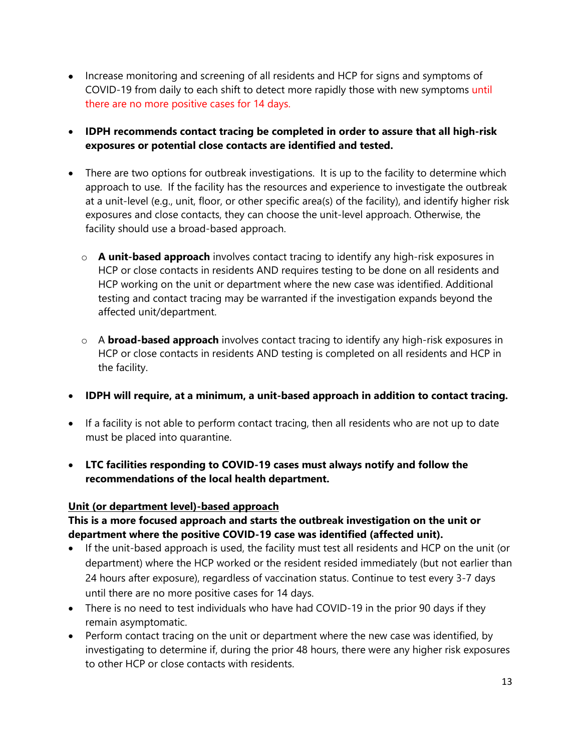- Increase monitoring and screening of all residents and HCP for signs and symptoms of COVID-19 from daily to each shift to detect more rapidly those with new symptoms until there are no more positive cases for 14 days.

- **IDPH recommends contact tracing be completed in order to assure that all high-risk exposures or potential close contacts are identified and tested.**

- There are two options for outbreak investigations. It is up to the facility to determine which approach to use. If the facility has the resources and experience to investigate the outbreak at a unit-level (e.g., unit, floor, or other specific area(s) of the facility), and identify higher risk exposures and close contacts, they can choose the unit-level approach. Otherwise, the facility should use a broad-based approach.

    - **A unit-based approach** involves contact tracing to identify any high-risk exposures in HCP or close contacts in residents AND requires testing to be done on all residents and HCP working on the unit or department where the new case was identified. Additional testing and contact tracing may be warranted if the investigation expands beyond the affected unit/department.

    - A **broad-based approach** involves contact tracing to identify any high-risk exposures in HCP or close contacts in residents AND testing is completed on all residents and HCP in the facility.

- **IDPH will require, at a minimum, a unit-based approach in addition to contact tracing.**

- If a facility is not able to perform contact tracing, then all residents who are not up to date must be placed into quarantine.

- **LTC facilities responding to COVID-19 cases must always notify and follow the recommendations of the local health department.**

**<u>Unit (or department level)-based approach</u>**

**This is a more focused approach and starts the outbreak investigation on the unit or department where the positive COVID-19 case was identified (affected unit).**

- If the unit-based approach is used, the facility must test all residents and HCP on the unit (or department) where the HCP worked or the resident resided immediately (but not earlier than 24 hours after exposure), regardless of vaccination status. Continue to test every 3-7 days until there are no more positive cases for 14 days.
- There is no need to test individuals who have had COVID-19 in the prior 90 days if they remain asymptomatic.
- Perform contact tracing on the unit or department where the new case was identified, by investigating to determine if, during the prior 48 hours, there were any higher risk exposures to other HCP or close contacts with residents.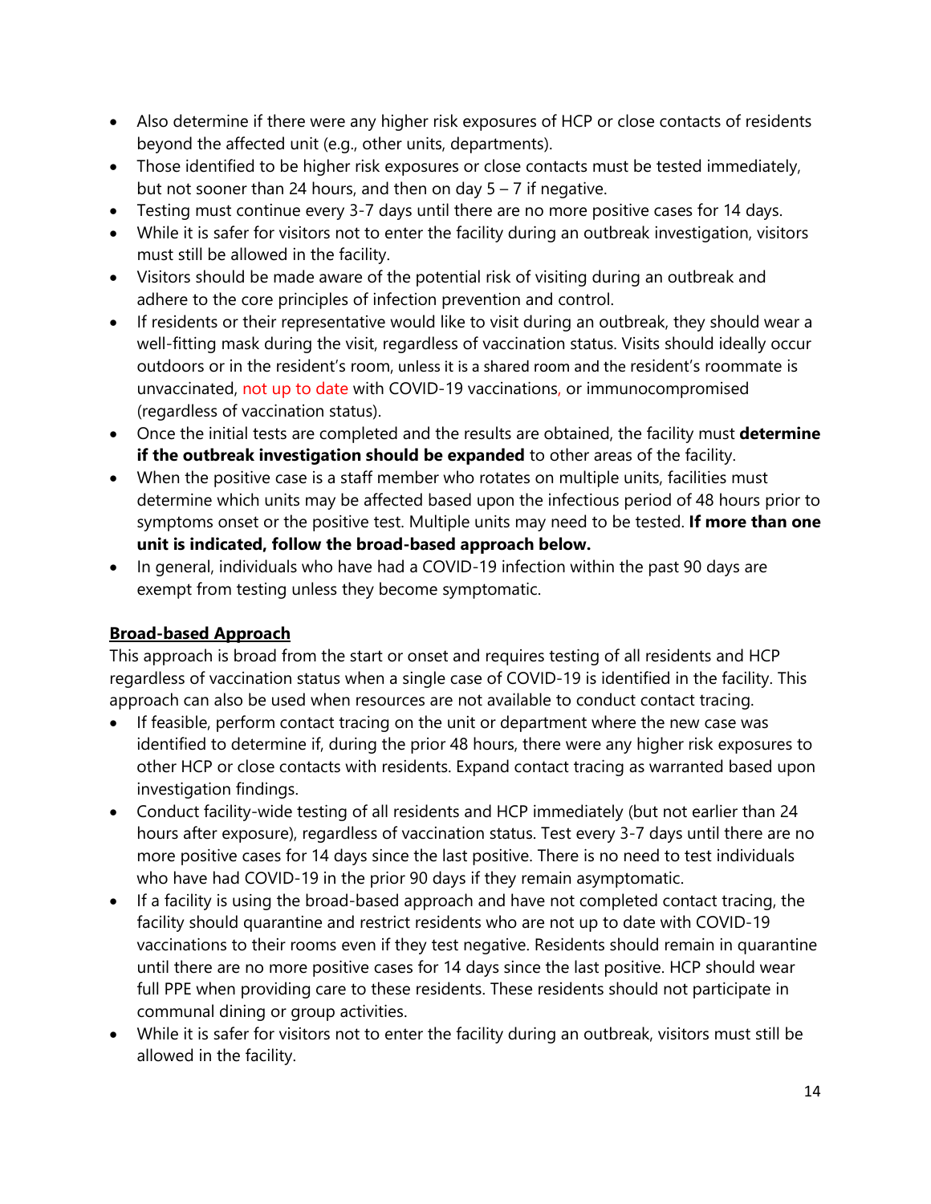- Also determine if there were any higher risk exposures of HCP or close contacts of residents beyond the affected unit (e.g., other units, departments).
- Those identified to be higher risk exposures or close contacts must be tested immediately, but not sooner than 24 hours, and then on day 5 – 7 if negative.
- Testing must continue every 3-7 days until there are no more positive cases for 14 days.
- While it is safer for visitors not to enter the facility during an outbreak investigation, visitors must still be allowed in the facility.
- Visitors should be made aware of the potential risk of visiting during an outbreak and adhere to the core principles of infection prevention and control.
- If residents or their representative would like to visit during an outbreak, they should wear a well-fitting mask during the visit, regardless of vaccination status. Visits should ideally occur outdoors or in the resident's room, unless it is a shared room and the resident's roommate is unvaccinated, not up to date with COVID-19 vaccinations, or immunocompromised (regardless of vaccination status).
- Once the initial tests are completed and the results are obtained, the facility must **determine if the outbreak investigation should be expanded** to other areas of the facility.
- When the positive case is a staff member who rotates on multiple units, facilities must determine which units may be affected based upon the infectious period of 48 hours prior to symptoms onset or the positive test. Multiple units may need to be tested. **If more than one unit is indicated, follow the broad-based approach below.**
- In general, individuals who have had a COVID-19 infection within the past 90 days are exempt from testing unless they become symptomatic.

## Broad-based Approach

This approach is broad from the start or onset and requires testing of all residents and HCP regardless of vaccination status when a single case of COVID-19 is identified in the facility. This approach can also be used when resources are not available to conduct contact tracing.

- If feasible, perform contact tracing on the unit or department where the new case was identified to determine if, during the prior 48 hours, there were any higher risk exposures to other HCP or close contacts with residents. Expand contact tracing as warranted based upon investigation findings.
- Conduct facility-wide testing of all residents and HCP immediately (but not earlier than 24 hours after exposure), regardless of vaccination status. Test every 3-7 days until there are no more positive cases for 14 days since the last positive. There is no need to test individuals who have had COVID-19 in the prior 90 days if they remain asymptomatic.
- If a facility is using the broad-based approach and have not completed contact tracing, the facility should quarantine and restrict residents who are not up to date with COVID-19 vaccinations to their rooms even if they test negative. Residents should remain in quarantine until there are no more positive cases for 14 days since the last positive. HCP should wear full PPE when providing care to these residents. These residents should not participate in communal dining or group activities.
- While it is safer for visitors not to enter the facility during an outbreak, visitors must still be allowed in the facility.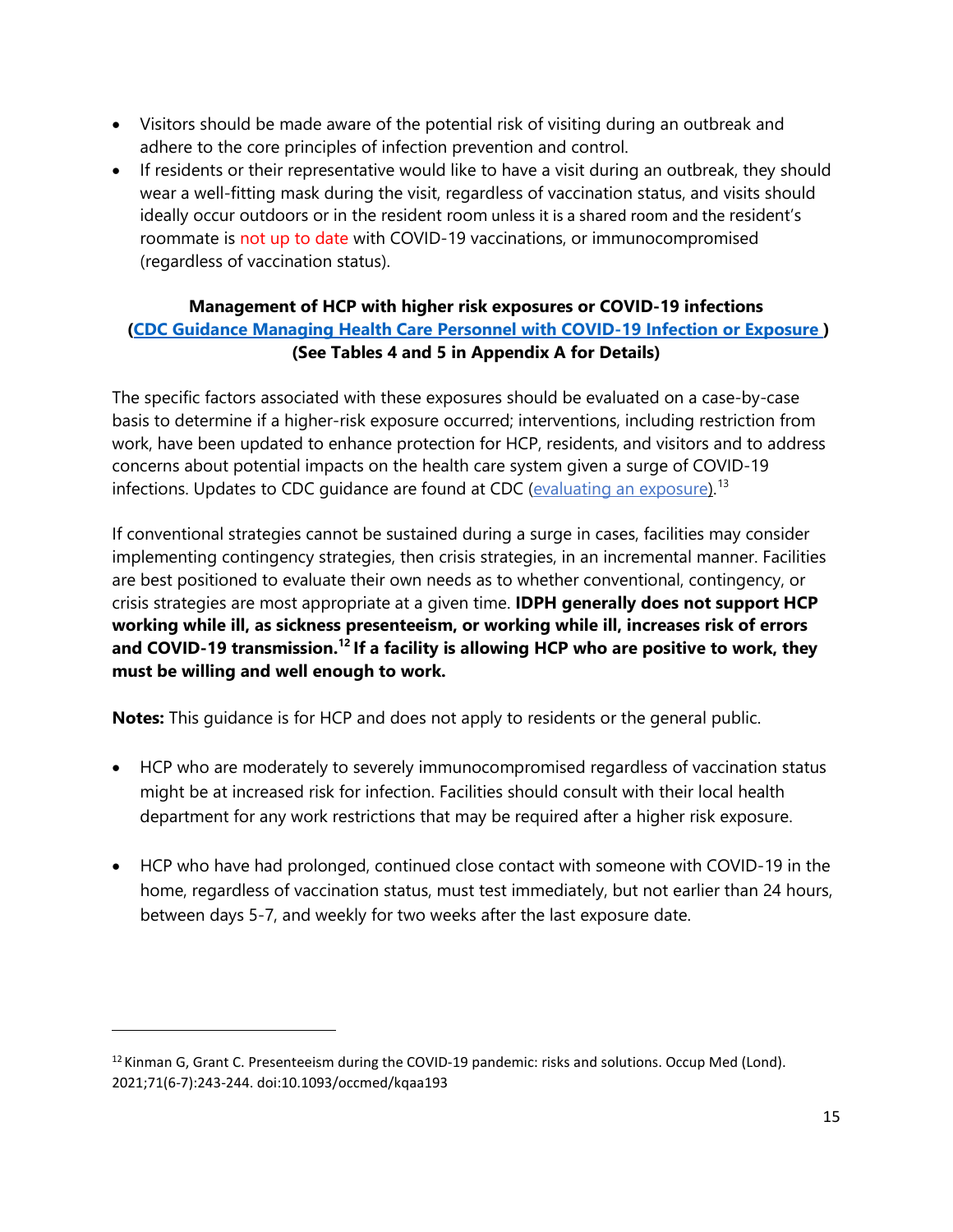- Visitors should be made aware of the potential risk of visiting during an outbreak and adhere to the core principles of infection prevention and control.
- If residents or their representative would like to have a visit during an outbreak, they should wear a well-fitting mask during the visit, regardless of vaccination status, and visits should ideally occur outdoors or in the resident room unless it is a shared room and the resident's roommate is not up to date with COVID-19 vaccinations, or immunocompromised (regardless of vaccination status).

**Management of HCP with higher risk exposures or COVID-19 infections ([CDC Guidance Managing Health Care Personnel with COVID-19 Infection or Exposure](#)) (See Tables 4 and 5 in Appendix A for Details)**

The specific factors associated with these exposures should be evaluated on a case-by-case basis to determine if a higher-risk exposure occurred; interventions, including restriction from work, have been updated to enhance protection for HCP, residents, and visitors and to address concerns about potential impacts on the health care system given a surge of COVID-19 infections. Updates to CDC guidance are found at CDC ([evaluating an exposure](#)).[13]

If conventional strategies cannot be sustained during a surge in cases, facilities may consider implementing contingency strategies, then crisis strategies, in an incremental manner. Facilities are best positioned to evaluate their own needs as to whether conventional, contingency, or crisis strategies are most appropriate at a given time. **IDPH generally does not support HCP working while ill, as sickness presenteeism, or working while ill, increases risk of errors and COVID-19 transmission.[12] If a facility is allowing HCP who are positive to work, they must be willing and well enough to work.**

**Notes:** This guidance is for HCP and does not apply to residents or the general public.

- HCP who are moderately to severely immunocompromised regardless of vaccination status might be at increased risk for infection. Facilities should consult with their local health department for any work restrictions that may be required after a higher risk exposure.

- HCP who have had prolonged, continued close contact with someone with COVID-19 in the home, regardless of vaccination status, must test immediately, but not earlier than 24 hours, between days 5-7, and weekly for two weeks after the last exposure date.

[12] Kinman G, Grant C. Presenteeism during the COVID-19 pandemic: risks and solutions. Occup Med (Lond). 2021;71(6-7):243-244. doi:10.1093/occmed/kqaa193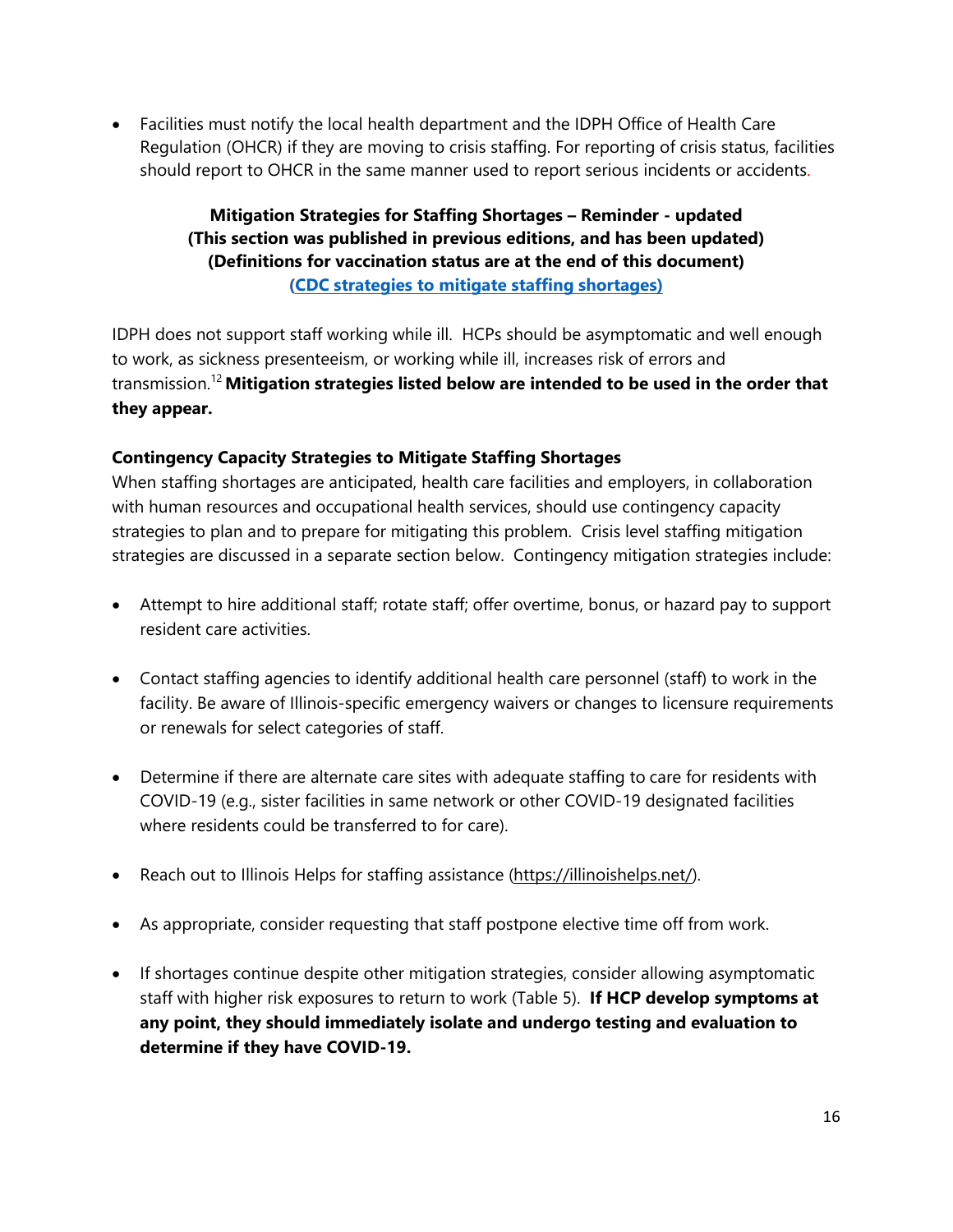- Facilities must notify the local health department and the IDPH Office of Health Care Regulation (OHCR) if they are moving to crisis staffing. For reporting of crisis status, facilities should report to OHCR in the same manner used to report serious incidents or accidents.

**Mitigation Strategies for Staffing Shortages – Reminder - updated**
**(This section was published in previous editions, and has been updated)**
**(Definitions for vaccination status are at the end of this document)**
**[(CDC strategies to mitigate staffing shortages)]()**

IDPH does not support staff working while ill. HCPs should be asymptomatic and well enough to work, as sickness presenteeism, or working while ill, increases risk of errors and transmission.[12] **Mitigation strategies listed below are intended to be used in the order that they appear.**

### Contingency Capacity Strategies to Mitigate Staffing Shortages

When staffing shortages are anticipated, health care facilities and employers, in collaboration with human resources and occupational health services, should use contingency capacity strategies to plan and to prepare for mitigating this problem. Crisis level staffing mitigation strategies are discussed in a separate section below. Contingency mitigation strategies include:

- Attempt to hire additional staff; rotate staff; offer overtime, bonus, or hazard pay to support resident care activities.
- Contact staffing agencies to identify additional health care personnel (staff) to work in the facility. Be aware of Illinois-specific emergency waivers or changes to licensure requirements or renewals for select categories of staff.
- Determine if there are alternate care sites with adequate staffing to care for residents with COVID-19 (e.g., sister facilities in same network or other COVID-19 designated facilities where residents could be transferred to for care).
- Reach out to Illinois Helps for staffing assistance (https://illinoishelps.net/).
- As appropriate, consider requesting that staff postpone elective time off from work.
- If shortages continue despite other mitigation strategies, consider allowing asymptomatic staff with higher risk exposures to return to work (Table 5). **If HCP develop symptoms at any point, they should immediately isolate and undergo testing and evaluation to determine if they have COVID-19.**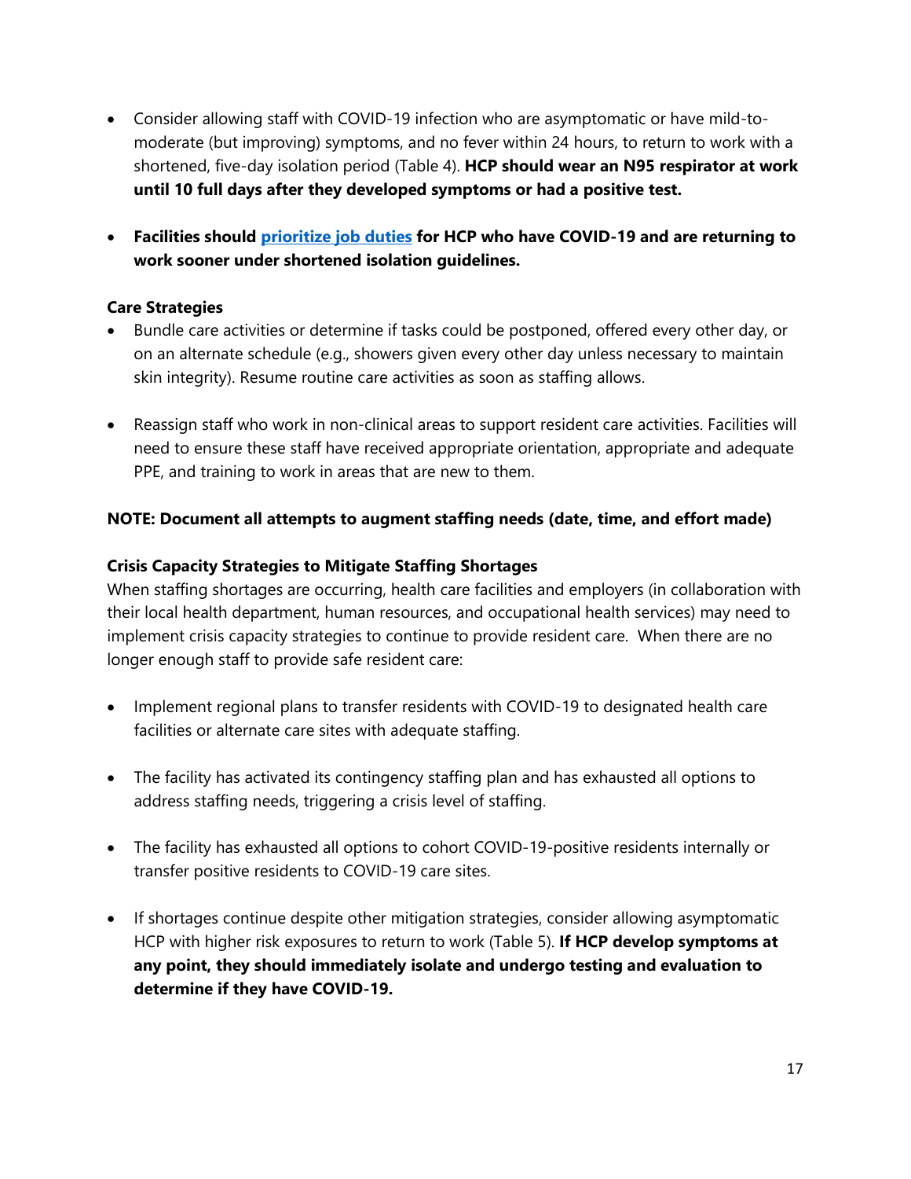- Consider allowing staff with COVID-19 infection who are asymptomatic or have mild-to-moderate (but improving) symptoms, and no fever within 24 hours, to return to work with a shortened, five-day isolation period (Table 4). **HCP should wear an N95 respirator at work until 10 full days after they developed symptoms or had a positive test.**

- **Facilities should prioritize job duties for HCP who have COVID-19 and are returning to work sooner under shortened isolation guidelines.**

**Care Strategies**

- Bundle care activities or determine if tasks could be postponed, offered every other day, or on an alternate schedule (e.g., showers given every other day unless necessary to maintain skin integrity). Resume routine care activities as soon as staffing allows.

- Reassign staff who work in non-clinical areas to support resident care activities. Facilities will need to ensure these staff have received appropriate orientation, appropriate and adequate PPE, and training to work in areas that are new to them.

**NOTE: Document all attempts to augment staffing needs (date, time, and effort made)**

**Crisis Capacity Strategies to Mitigate Staffing Shortages**

When staffing shortages are occurring, health care facilities and employers (in collaboration with their local health department, human resources, and occupational health services) may need to implement crisis capacity strategies to continue to provide resident care. When there are no longer enough staff to provide safe resident care:

- Implement regional plans to transfer residents with COVID-19 to designated health care facilities or alternate care sites with adequate staffing.

- The facility has activated its contingency staffing plan and has exhausted all options to address staffing needs, triggering a crisis level of staffing.

- The facility has exhausted all options to cohort COVID-19-positive residents internally or transfer positive residents to COVID-19 care sites.

- If shortages continue despite other mitigation strategies, consider allowing asymptomatic HCP with higher risk exposures to return to work (Table 5). **If HCP develop symptoms at any point, they should immediately isolate and undergo testing and evaluation to determine if they have COVID-19.**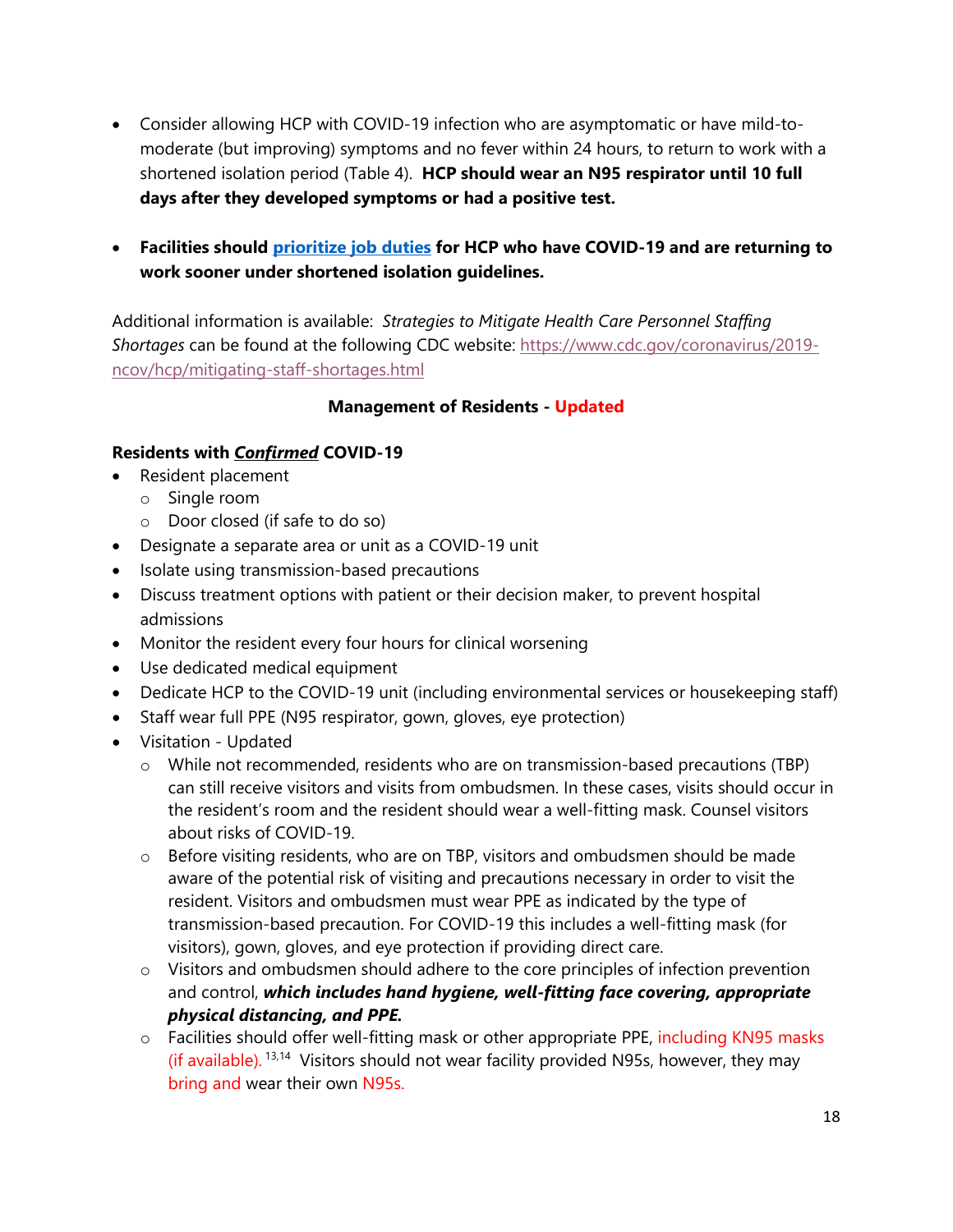- Consider allowing HCP with COVID-19 infection who are asymptomatic or have mild-to-moderate (but improving) symptoms and no fever within 24 hours, to return to work with a shortened isolation period (Table 4). **HCP should wear an N95 respirator until 10 full days after they developed symptoms or had a positive test.**

- **Facilities should [prioritize job duties](#) for HCP who have COVID-19 and are returning to work sooner under shortened isolation guidelines.**

Additional information is available: *Strategies to Mitigate Health Care Personnel Staffing Shortages* can be found at the following CDC website: https://www.cdc.gov/coronavirus/2019-ncov/hcp/mitigating-staff-shortages.html

**Management of Residents - Updated**

**Residents with *Confirmed* COVID-19**

- Resident placement
  - Single room
  - Door closed (if safe to do so)
- Designate a separate area or unit as a COVID-19 unit
- Isolate using transmission-based precautions
- Discuss treatment options with patient or their decision maker, to prevent hospital admissions
- Monitor the resident every four hours for clinical worsening
- Use dedicated medical equipment
- Dedicate HCP to the COVID-19 unit (including environmental services or housekeeping staff)
- Staff wear full PPE (N95 respirator, gown, gloves, eye protection)
- Visitation - Updated
  - While not recommended, residents who are on transmission-based precautions (TBP) can still receive visitors and visits from ombudsmen. In these cases, visits should occur in the resident's room and the resident should wear a well-fitting mask. Counsel visitors about risks of COVID-19.
  - Before visiting residents, who are on TBP, visitors and ombudsmen should be made aware of the potential risk of visiting and precautions necessary in order to visit the resident. Visitors and ombudsmen must wear PPE as indicated by the type of transmission-based precaution. For COVID-19 this includes a well-fitting mask (for visitors), gown, gloves, and eye protection if providing direct care.
  - Visitors and ombudsmen should adhere to the core principles of infection prevention and control, ***which includes hand hygiene, well-fitting face covering, appropriate physical distancing, and PPE.***
  - Facilities should offer well-fitting mask or other appropriate PPE, including KN95 masks (if available).[13,14] Visitors should not wear facility provided N95s, however, they may bring and wear their own N95s.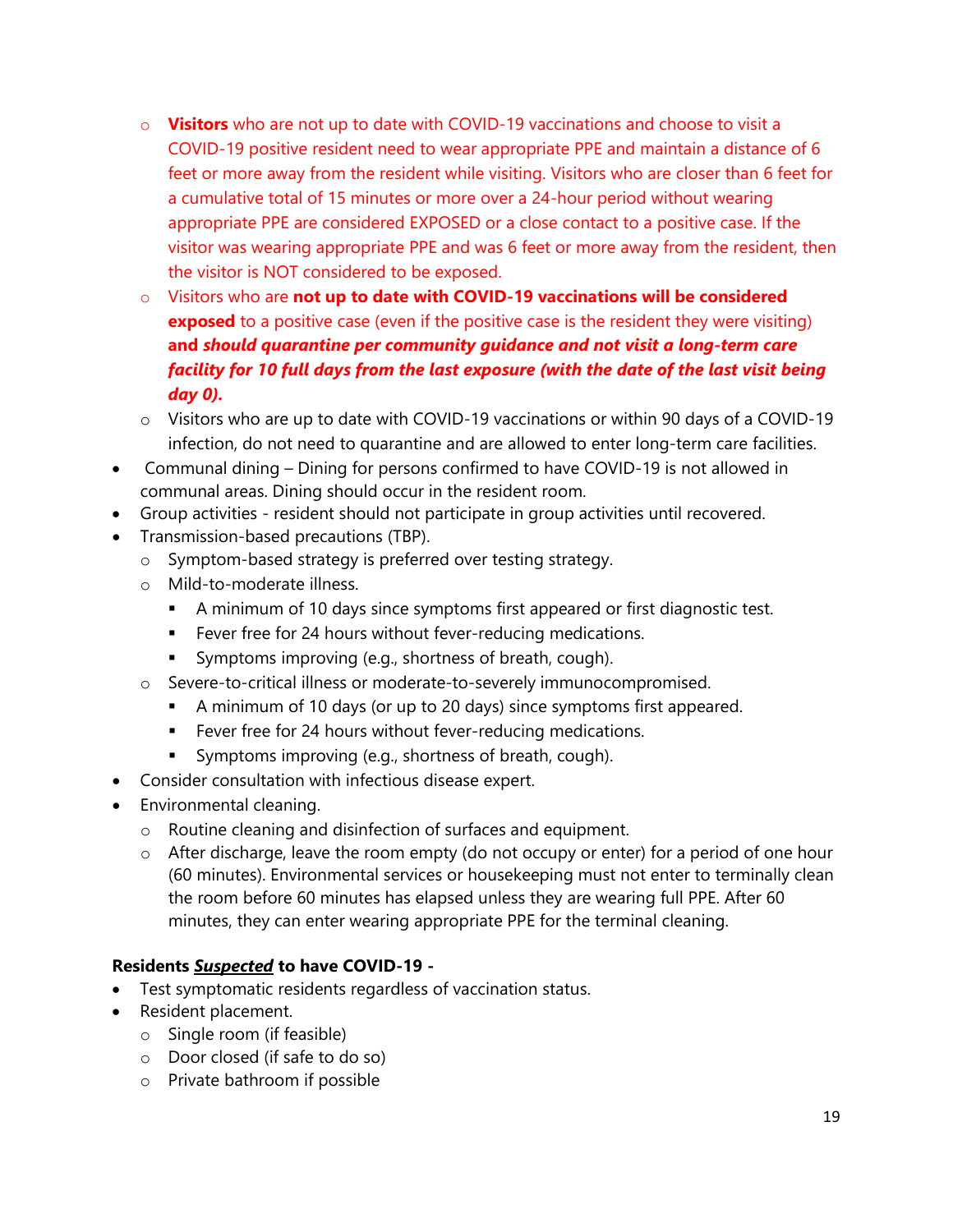- **Visitors** who are not up to date with COVID-19 vaccinations and choose to visit a COVID-19 positive resident need to wear appropriate PPE and maintain a distance of 6 feet or more away from the resident while visiting. Visitors who are closer than 6 feet for a cumulative total of 15 minutes or more over a 24-hour period without wearing appropriate PPE are considered EXPOSED or a close contact to a positive case. If the visitor was wearing appropriate PPE and was 6 feet or more away from the resident, then the visitor is NOT considered to be exposed.
  - Visitors who are **not up to date with COVID-19 vaccinations will be considered exposed** to a positive case (even if the positive case is the resident they were visiting) **and *should quarantine per community guidance and not visit a long-term care facility for 10 full days from the last exposure (with the date of the last visit being day 0).***
  - Visitors who are up to date with COVID-19 vaccinations or within 90 days of a COVID-19 infection, do not need to quarantine and are allowed to enter long-term care facilities.
- Communal dining – Dining for persons confirmed to have COVID-19 is not allowed in communal areas. Dining should occur in the resident room.
- Group activities - resident should not participate in group activities until recovered.
- Transmission-based precautions (TBP).
  - Symptom-based strategy is preferred over testing strategy.
  - Mild-to-moderate illness.
    - A minimum of 10 days since symptoms first appeared or first diagnostic test.
    - Fever free for 24 hours without fever-reducing medications.
    - Symptoms improving (e.g., shortness of breath, cough).
  - Severe-to-critical illness or moderate-to-severely immunocompromised.
    - A minimum of 10 days (or up to 20 days) since symptoms first appeared.
    - Fever free for 24 hours without fever-reducing medications.
    - Symptoms improving (e.g., shortness of breath, cough).
- Consider consultation with infectious disease expert.
- Environmental cleaning.
  - Routine cleaning and disinfection of surfaces and equipment.
  - After discharge, leave the room empty (do not occupy or enter) for a period of one hour (60 minutes). Environmental services or housekeeping must not enter to terminally clean the room before 60 minutes has elapsed unless they are wearing full PPE. After 60 minutes, they can enter wearing appropriate PPE for the terminal cleaning.

**Residents *Suspected* to have COVID-19 -**

- Test symptomatic residents regardless of vaccination status.
- Resident placement.
  - Single room (if feasible)
  - Door closed (if safe to do so)
  - Private bathroom if possible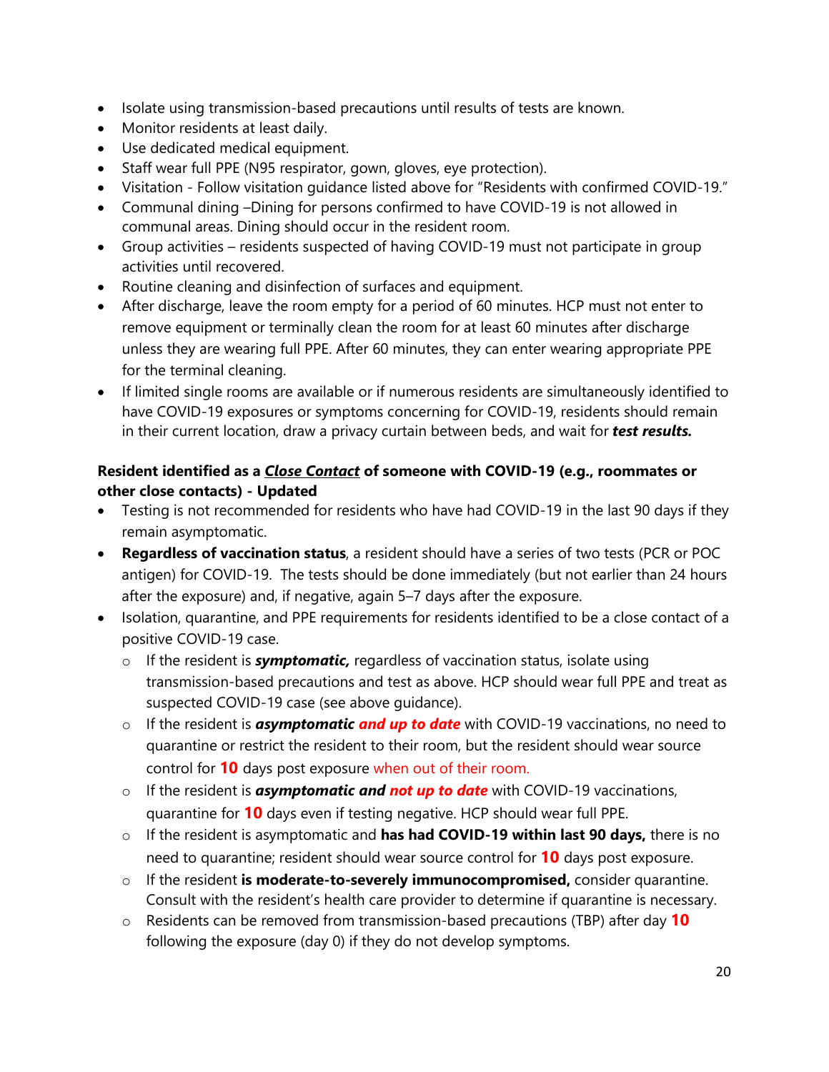- Isolate using transmission-based precautions until results of tests are known.
- Monitor residents at least daily.
- Use dedicated medical equipment.
- Staff wear full PPE (N95 respirator, gown, gloves, eye protection).
- Visitation - Follow visitation guidance listed above for "Residents with confirmed COVID-19."
- Communal dining –Dining for persons confirmed to have COVID-19 is not allowed in communal areas. Dining should occur in the resident room.
- Group activities – residents suspected of having COVID-19 must not participate in group activities until recovered.
- Routine cleaning and disinfection of surfaces and equipment.
- After discharge, leave the room empty for a period of 60 minutes. HCP must not enter to remove equipment or terminally clean the room for at least 60 minutes after discharge unless they are wearing full PPE. After 60 minutes, they can enter wearing appropriate PPE for the terminal cleaning.
- If limited single rooms are available or if numerous residents are simultaneously identified to have COVID-19 exposures or symptoms concerning for COVID-19, residents should remain in their current location, draw a privacy curtain between beds, and wait for ***test results.***

**Resident identified as a *Close Contact* of someone with COVID-19 (e.g., roommates or other close contacts) - Updated**

- Testing is not recommended for residents who have had COVID-19 in the last 90 days if they remain asymptomatic.
- **Regardless of vaccination status**, a resident should have a series of two tests (PCR or POC antigen) for COVID-19. The tests should be done immediately (but not earlier than 24 hours after the exposure) and, if negative, again 5–7 days after the exposure.
- Isolation, quarantine, and PPE requirements for residents identified to be a close contact of a positive COVID-19 case.
  - If the resident is ***symptomatic,*** regardless of vaccination status, isolate using transmission-based precautions and test as above. HCP should wear full PPE and treat as suspected COVID-19 case (see above guidance).
  - If the resident is ***asymptomatic and up to date*** with COVID-19 vaccinations, no need to quarantine or restrict the resident to their room, but the resident should wear source control for **10** days post exposure when out of their room.
  - If the resident is ***asymptomatic and not up to date*** with COVID-19 vaccinations, quarantine for **10** days even if testing negative. HCP should wear full PPE.
  - If the resident is asymptomatic and **has had COVID-19 within last 90 days,** there is no need to quarantine; resident should wear source control for **10** days post exposure.
  - If the resident **is moderate-to-severely immunocompromised,** consider quarantine. Consult with the resident's health care provider to determine if quarantine is necessary.
  - Residents can be removed from transmission-based precautions (TBP) after day **10** following the exposure (day 0) if they do not develop symptoms.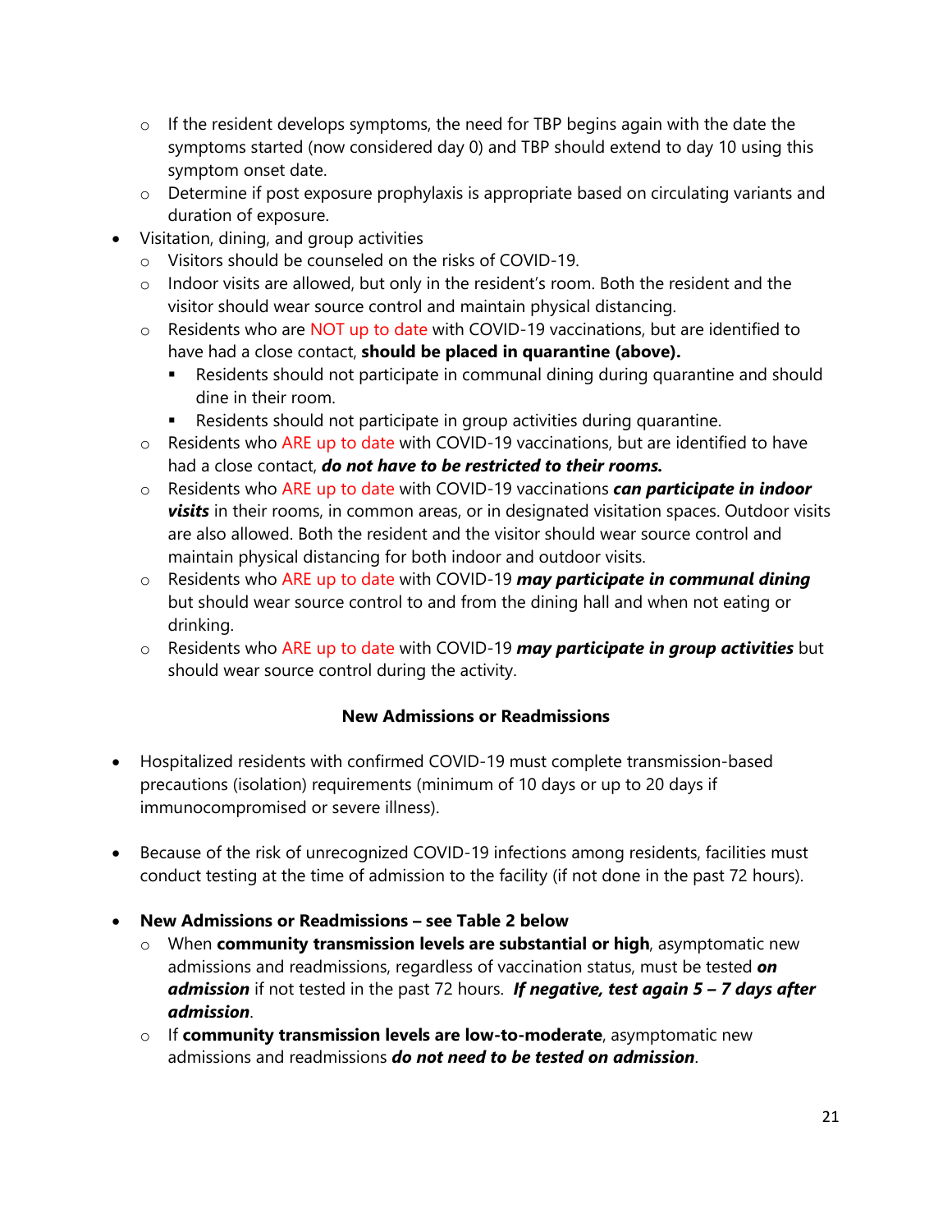- If the resident develops symptoms, the need for TBP begins again with the date the symptoms started (now considered day 0) and TBP should extend to day 10 using this symptom onset date.
  - Determine if post exposure prophylaxis is appropriate based on circulating variants and duration of exposure.
- Visitation, dining, and group activities
  - Visitors should be counseled on the risks of COVID-19.
  - Indoor visits are allowed, but only in the resident's room. Both the resident and the visitor should wear source control and maintain physical distancing.
  - Residents who are NOT up to date with COVID-19 vaccinations, but are identified to have had a close contact, **should be placed in quarantine (above).**
    - Residents should not participate in communal dining during quarantine and should dine in their room.
    - Residents should not participate in group activities during quarantine.
  - Residents who ARE up to date with COVID-19 vaccinations, but are identified to have had a close contact, ***do not have to be restricted to their rooms.***
  - Residents who ARE up to date with COVID-19 vaccinations ***can participate in indoor visits*** in their rooms, in common areas, or in designated visitation spaces. Outdoor visits are also allowed. Both the resident and the visitor should wear source control and maintain physical distancing for both indoor and outdoor visits.
  - Residents who ARE up to date with COVID-19 ***may participate in communal dining*** but should wear source control to and from the dining hall and when not eating or drinking.
  - Residents who ARE up to date with COVID-19 ***may participate in group activities*** but should wear source control during the activity.

## New Admissions or Readmissions

- Hospitalized residents with confirmed COVID-19 must complete transmission-based precautions (isolation) requirements (minimum of 10 days or up to 20 days if immunocompromised or severe illness).

- Because of the risk of unrecognized COVID-19 infections among residents, facilities must conduct testing at the time of admission to the facility (if not done in the past 72 hours).

- **New Admissions or Readmissions – see Table 2 below**
  - When **community transmission levels are substantial or high**, asymptomatic new admissions and readmissions, regardless of vaccination status, must be tested ***on admission*** if not tested in the past 72 hours. ***If negative, test again 5 – 7 days after admission***.
  - If **community transmission levels are low-to-moderate**, asymptomatic new admissions and readmissions ***do not need to be tested on admission***.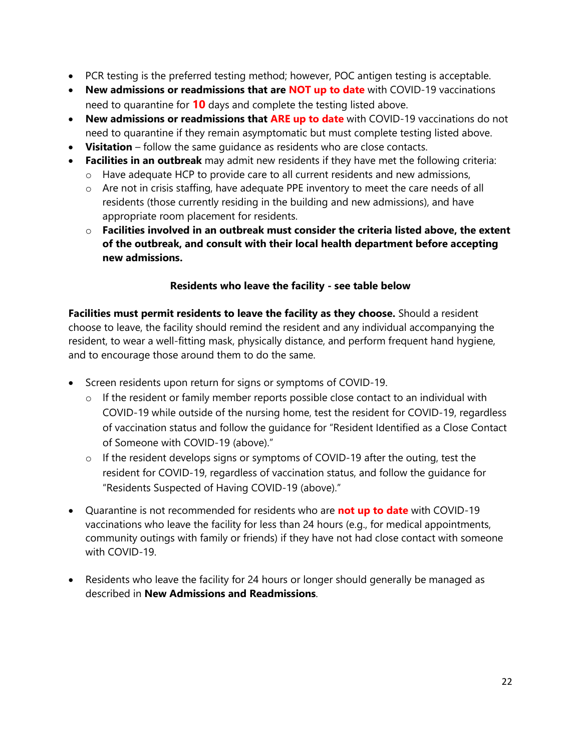- PCR testing is the preferred testing method; however, POC antigen testing is acceptable.
- **New admissions or readmissions that are NOT up to date** with COVID-19 vaccinations need to quarantine for **10** days and complete the testing listed above.
- **New admissions or readmissions that ARE up to date** with COVID-19 vaccinations do not need to quarantine if they remain asymptomatic but must complete testing listed above.
- **Visitation** – follow the same guidance as residents who are close contacts.
- **Facilities in an outbreak** may admit new residents if they have met the following criteria:
  - Have adequate HCP to provide care to all current residents and new admissions,
  - Are not in crisis staffing, have adequate PPE inventory to meet the care needs of all residents (those currently residing in the building and new admissions), and have appropriate room placement for residents.
  - **Facilities involved in an outbreak must consider the criteria listed above, the extent of the outbreak, and consult with their local health department before accepting new admissions.**

**Residents who leave the facility - see table below**

**Facilities must permit residents to leave the facility as they choose.** Should a resident choose to leave, the facility should remind the resident and any individual accompanying the resident, to wear a well-fitting mask, physically distance, and perform frequent hand hygiene, and to encourage those around them to do the same.

- Screen residents upon return for signs or symptoms of COVID-19.
  - If the resident or family member reports possible close contact to an individual with COVID-19 while outside of the nursing home, test the resident for COVID-19, regardless of vaccination status and follow the guidance for "Resident Identified as a Close Contact of Someone with COVID-19 (above)."
  - If the resident develops signs or symptoms of COVID-19 after the outing, test the resident for COVID-19, regardless of vaccination status, and follow the guidance for "Residents Suspected of Having COVID-19 (above)."

- Quarantine is not recommended for residents who are **not up to date** with COVID-19 vaccinations who leave the facility for less than 24 hours (e.g., for medical appointments, community outings with family or friends) if they have not had close contact with someone with COVID-19.

- Residents who leave the facility for 24 hours or longer should generally be managed as described in **New Admissions and Readmissions**.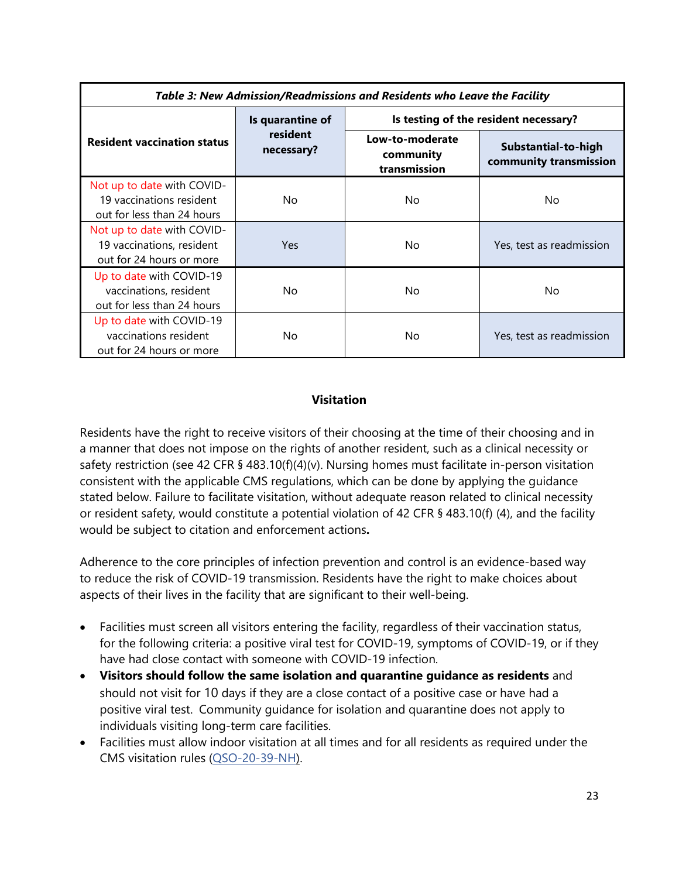| *Table 3: New Admission/Readmissions and Residents who Leave the Facility* | | | |
|---|---|---|---|
| **Resident vaccination status** | **Is quarantine of resident necessary?** | **Is testing of the resident necessary?** | |
| | | **Low-to-moderate community transmission** | **Substantial-to-high community transmission** |
| Not up to date with COVID-19 vaccinations resident out for less than 24 hours | No | No | No |
| Not up to date with COVID-19 vaccinations, resident out for 24 hours or more | Yes | No | Yes, test as readmission |
| Up to date with COVID-19 vaccinations, resident out for less than 24 hours | No | No | No |
| Up to date with COVID-19 vaccinations resident out for 24 hours or more | No | No | Yes, test as readmission |

## Visitation

Residents have the right to receive visitors of their choosing at the time of their choosing and in a manner that does not impose on the rights of another resident, such as a clinical necessity or safety restriction (see 42 CFR § 483.10(f)(4)(v). Nursing homes must facilitate in-person visitation consistent with the applicable CMS regulations, which can be done by applying the guidance stated below. Failure to facilitate visitation, without adequate reason related to clinical necessity or resident safety, would constitute a potential violation of 42 CFR § 483.10(f) (4), and the facility would be subject to citation and enforcement actions**.**

Adherence to the core principles of infection prevention and control is an evidence-based way to reduce the risk of COVID-19 transmission. Residents have the right to make choices about aspects of their lives in the facility that are significant to their well-being.

- Facilities must screen all visitors entering the facility, regardless of their vaccination status, for the following criteria: a positive viral test for COVID-19, symptoms of COVID-19, or if they have had close contact with someone with COVID-19 infection.
- **Visitors should follow the same isolation and quarantine guidance as residents** and should not visit for 10 days if they are a close contact of a positive case or have had a positive viral test. Community guidance for isolation and quarantine does not apply to individuals visiting long-term care facilities.
- Facilities must allow indoor visitation at all times and for all residents as required under the CMS visitation rules (QSO-20-39-NH).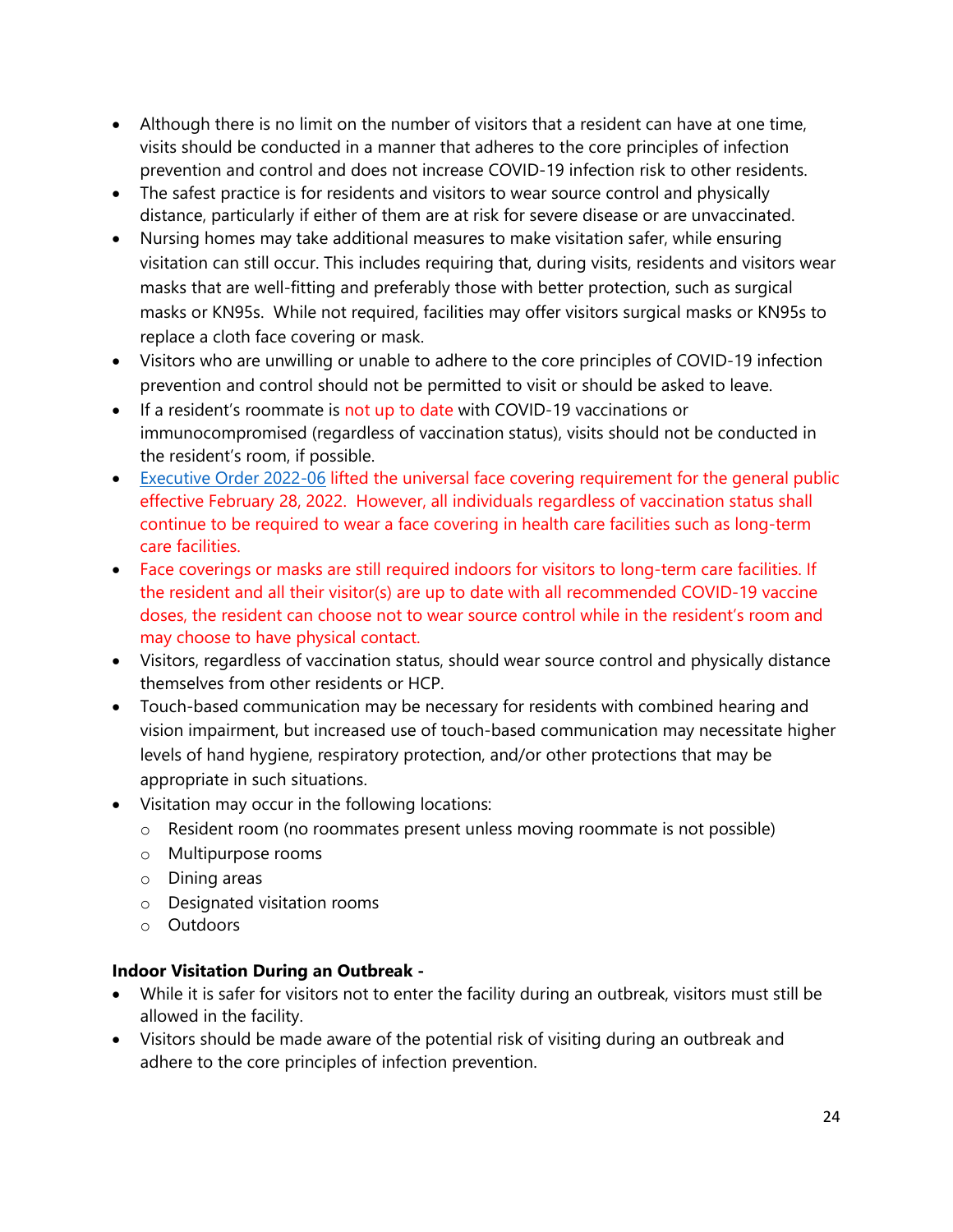- Although there is no limit on the number of visitors that a resident can have at one time, visits should be conducted in a manner that adheres to the core principles of infection prevention and control and does not increase COVID-19 infection risk to other residents.
- The safest practice is for residents and visitors to wear source control and physically distance, particularly if either of them are at risk for severe disease or are unvaccinated.
- Nursing homes may take additional measures to make visitation safer, while ensuring visitation can still occur. This includes requiring that, during visits, residents and visitors wear masks that are well-fitting and preferably those with better protection, such as surgical masks or KN95s. While not required, facilities may offer visitors surgical masks or KN95s to replace a cloth face covering or mask.
- Visitors who are unwilling or unable to adhere to the core principles of COVID-19 infection prevention and control should not be permitted to visit or should be asked to leave.
- If a resident's roommate is not up to date with COVID-19 vaccinations or immunocompromised (regardless of vaccination status), visits should not be conducted in the resident's room, if possible.
- [Executive Order 2022-06](#) lifted the universal face covering requirement for the general public effective February 28, 2022. However, all individuals regardless of vaccination status shall continue to be required to wear a face covering in health care facilities such as long-term care facilities.
- Face coverings or masks are still required indoors for visitors to long-term care facilities. If the resident and all their visitor(s) are up to date with all recommended COVID-19 vaccine doses, the resident can choose not to wear source control while in the resident's room and may choose to have physical contact.
- Visitors, regardless of vaccination status, should wear source control and physically distance themselves from other residents or HCP.
- Touch-based communication may be necessary for residents with combined hearing and vision impairment, but increased use of touch-based communication may necessitate higher levels of hand hygiene, respiratory protection, and/or other protections that may be appropriate in such situations.
- Visitation may occur in the following locations:
  - Resident room (no roommates present unless moving roommate is not possible)
  - Multipurpose rooms
  - Dining areas
  - Designated visitation rooms
  - Outdoors

**Indoor Visitation During an Outbreak -**

- While it is safer for visitors not to enter the facility during an outbreak, visitors must still be allowed in the facility.
- Visitors should be made aware of the potential risk of visiting during an outbreak and adhere to the core principles of infection prevention.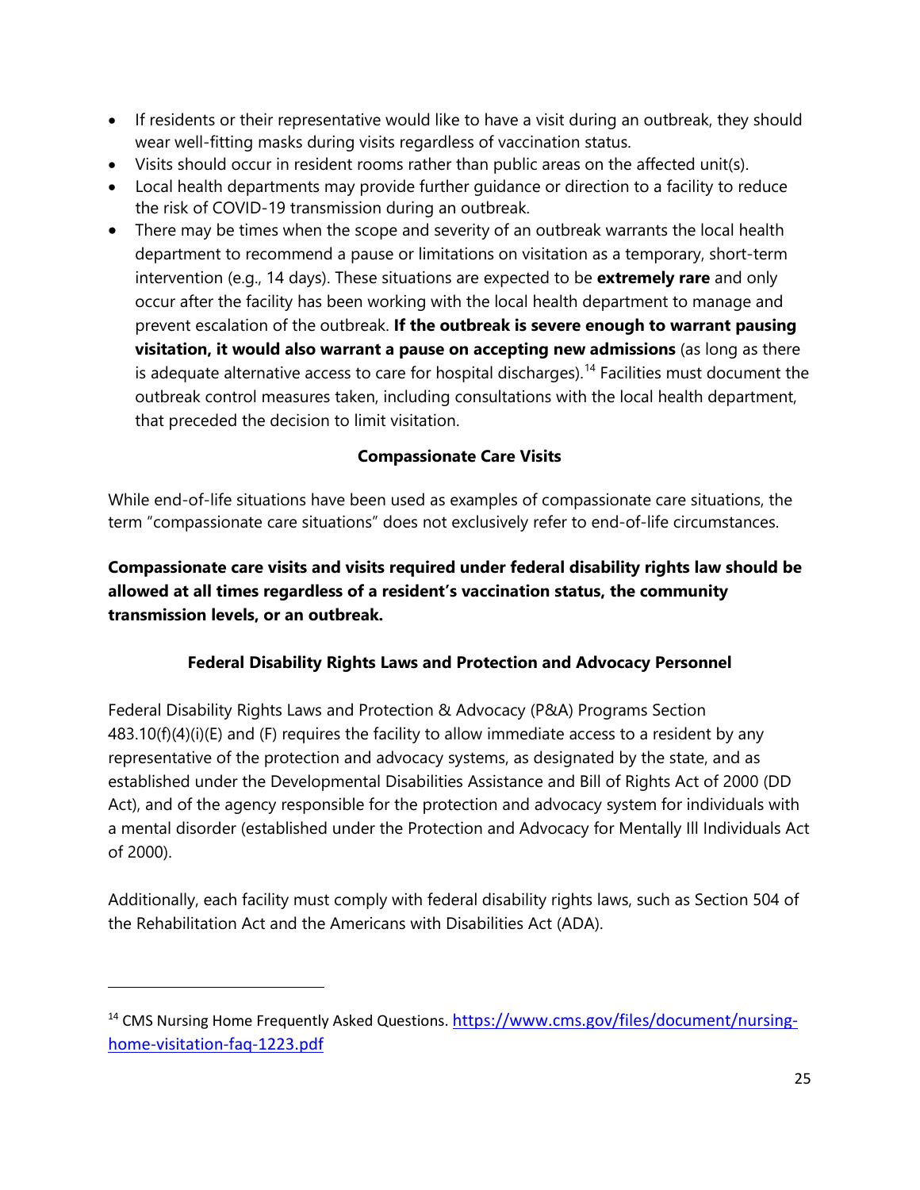- If residents or their representative would like to have a visit during an outbreak, they should wear well-fitting masks during visits regardless of vaccination status.
- Visits should occur in resident rooms rather than public areas on the affected unit(s).
- Local health departments may provide further guidance or direction to a facility to reduce the risk of COVID-19 transmission during an outbreak.
- There may be times when the scope and severity of an outbreak warrants the local health department to recommend a pause or limitations on visitation as a temporary, short-term intervention (e.g., 14 days). These situations are expected to be **extremely rare** and only occur after the facility has been working with the local health department to manage and prevent escalation of the outbreak. **If the outbreak is severe enough to warrant pausing visitation, it would also warrant a pause on accepting new admissions** (as long as there is adequate alternative access to care for hospital discharges).[14] Facilities must document the outbreak control measures taken, including consultations with the local health department, that preceded the decision to limit visitation.

### Compassionate Care Visits

While end-of-life situations have been used as examples of compassionate care situations, the term "compassionate care situations" does not exclusively refer to end-of-life circumstances.

**Compassionate care visits and visits required under federal disability rights law should be allowed at all times regardless of a resident's vaccination status, the community transmission levels, or an outbreak.**

### Federal Disability Rights Laws and Protection and Advocacy Personnel

Federal Disability Rights Laws and Protection & Advocacy (P&A) Programs Section 483.10(f)(4)(i)(E) and (F) requires the facility to allow immediate access to a resident by any representative of the protection and advocacy systems, as designated by the state, and as established under the Developmental Disabilities Assistance and Bill of Rights Act of 2000 (DD Act), and of the agency responsible for the protection and advocacy system for individuals with a mental disorder (established under the Protection and Advocacy for Mentally Ill Individuals Act of 2000).

Additionally, each facility must comply with federal disability rights laws, such as Section 504 of the Rehabilitation Act and the Americans with Disabilities Act (ADA).

---

[14] CMS Nursing Home Frequently Asked Questions. https://www.cms.gov/files/document/nursing-home-visitation-faq-1223.pdf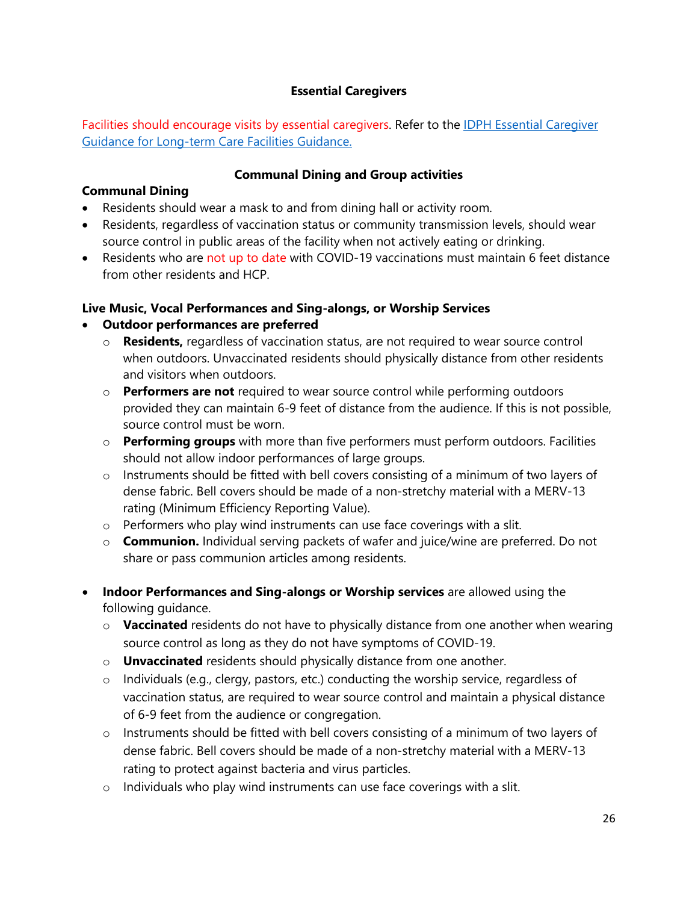## Essential Caregivers

Facilities should encourage visits by essential caregivers. Refer to the [IDPH Essential Caregiver Guidance for Long-term Care Facilities Guidance.]()

## Communal Dining and Group activities

### Communal Dining

- Residents should wear a mask to and from dining hall or activity room.
- Residents, regardless of vaccination status or community transmission levels, should wear source control in public areas of the facility when not actively eating or drinking.
- Residents who are not up to date with COVID-19 vaccinations must maintain 6 feet distance from other residents and HCP.

### Live Music, Vocal Performances and Sing-alongs, or Worship Services

- **Outdoor performances are preferred**
  - **Residents,** regardless of vaccination status, are not required to wear source control when outdoors. Unvaccinated residents should physically distance from other residents and visitors when outdoors.
  - **Performers are not** required to wear source control while performing outdoors provided they can maintain 6-9 feet of distance from the audience. If this is not possible, source control must be worn.
  - **Performing groups** with more than five performers must perform outdoors. Facilities should not allow indoor performances of large groups.
  - Instruments should be fitted with bell covers consisting of a minimum of two layers of dense fabric. Bell covers should be made of a non-stretchy material with a MERV-13 rating (Minimum Efficiency Reporting Value).
  - Performers who play wind instruments can use face coverings with a slit.
  - **Communion.** Individual serving packets of wafer and juice/wine are preferred. Do not share or pass communion articles among residents.

- **Indoor Performances and Sing-alongs or Worship services** are allowed using the following guidance.
  - **Vaccinated** residents do not have to physically distance from one another when wearing source control as long as they do not have symptoms of COVID-19.
  - **Unvaccinated** residents should physically distance from one another.
  - Individuals (e.g., clergy, pastors, etc.) conducting the worship service, regardless of vaccination status, are required to wear source control and maintain a physical distance of 6-9 feet from the audience or congregation.
  - Instruments should be fitted with bell covers consisting of a minimum of two layers of dense fabric. Bell covers should be made of a non-stretchy material with a MERV-13 rating to protect against bacteria and virus particles.
  - Individuals who play wind instruments can use face coverings with a slit.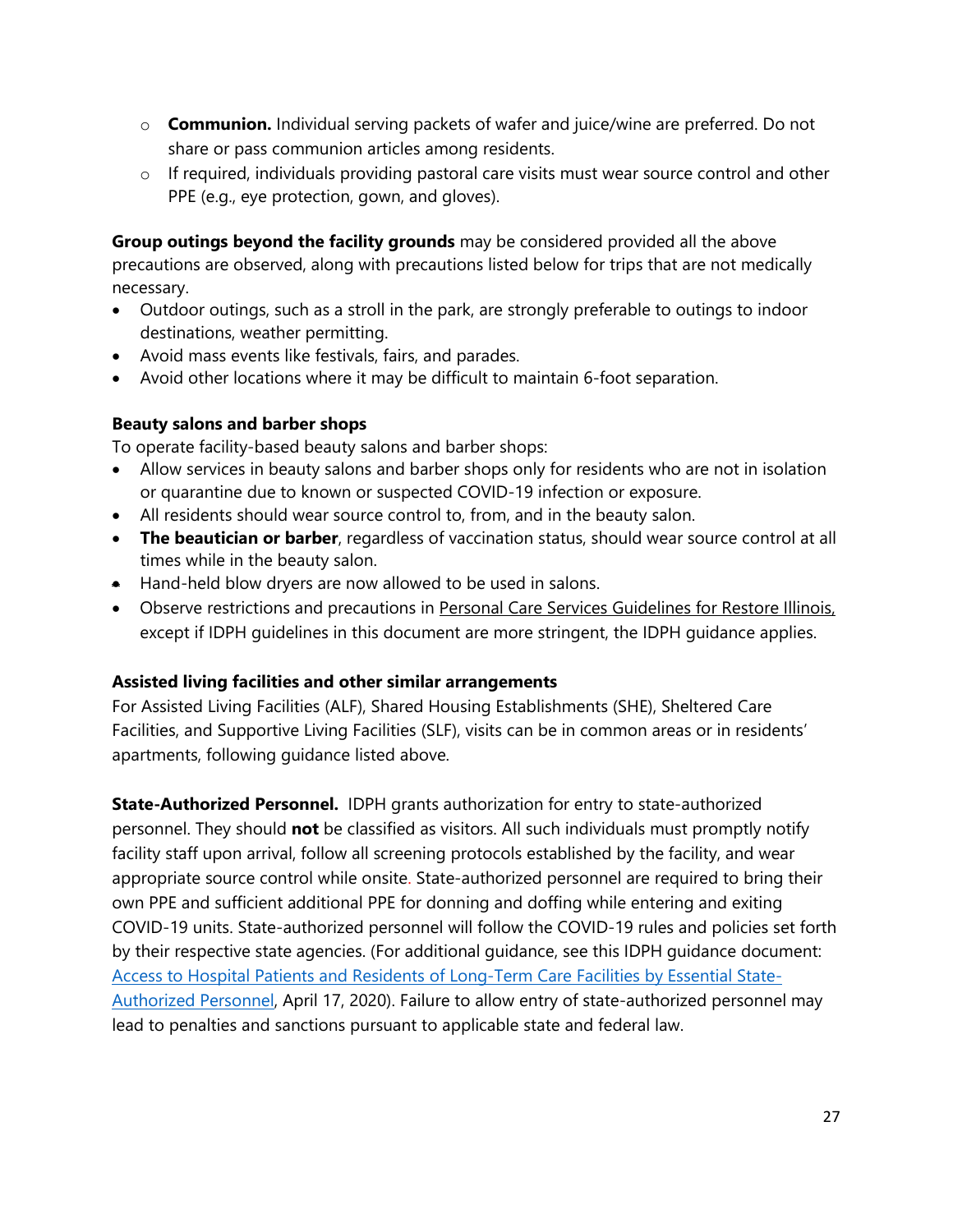- **Communion.** Individual serving packets of wafer and juice/wine are preferred. Do not share or pass communion articles among residents.
  - If required, individuals providing pastoral care visits must wear source control and other PPE (e.g., eye protection, gown, and gloves).

**Group outings beyond the facility grounds** may be considered provided all the above precautions are observed, along with precautions listed below for trips that are not medically necessary.

- Outdoor outings, such as a stroll in the park, are strongly preferable to outings to indoor destinations, weather permitting.
- Avoid mass events like festivals, fairs, and parades.
- Avoid other locations where it may be difficult to maintain 6-foot separation.

**Beauty salons and barber shops**

To operate facility-based beauty salons and barber shops:

- Allow services in beauty salons and barber shops only for residents who are not in isolation or quarantine due to known or suspected COVID-19 infection or exposure.
- All residents should wear source control to, from, and in the beauty salon.
- **The beautician or barber**, regardless of vaccination status, should wear source control at all times while in the beauty salon.
- Hand-held blow dryers are now allowed to be used in salons.
- Observe restrictions and precautions in Personal Care Services Guidelines for Restore Illinois, except if IDPH guidelines in this document are more stringent, the IDPH guidance applies.

**Assisted living facilities and other similar arrangements**

For Assisted Living Facilities (ALF), Shared Housing Establishments (SHE), Sheltered Care Facilities, and Supportive Living Facilities (SLF), visits can be in common areas or in residents' apartments, following guidance listed above.

**State-Authorized Personnel.** IDPH grants authorization for entry to state-authorized personnel. They should **not** be classified as visitors. All such individuals must promptly notify facility staff upon arrival, follow all screening protocols established by the facility, and wear appropriate source control while onsite. State-authorized personnel are required to bring their own PPE and sufficient additional PPE for donning and doffing while entering and exiting COVID-19 units. State-authorized personnel will follow the COVID-19 rules and policies set forth by their respective state agencies. (For additional guidance, see this IDPH guidance document: Access to Hospital Patients and Residents of Long-Term Care Facilities by Essential State-Authorized Personnel, April 17, 2020). Failure to allow entry of state-authorized personnel may lead to penalties and sanctions pursuant to applicable state and federal law.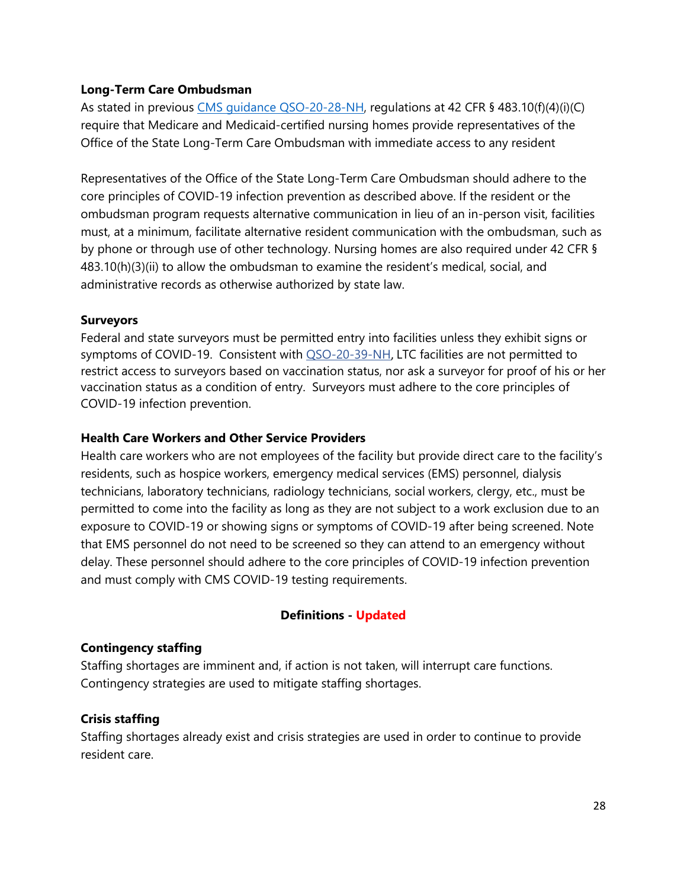**Long-Term Care Ombudsman**

As stated in previous [CMS guidance QSO-20-28-NH](), regulations at 42 CFR § 483.10(f)(4)(i)(C) require that Medicare and Medicaid-certified nursing homes provide representatives of the Office of the State Long-Term Care Ombudsman with immediate access to any resident

Representatives of the Office of the State Long-Term Care Ombudsman should adhere to the core principles of COVID-19 infection prevention as described above. If the resident or the ombudsman program requests alternative communication in lieu of an in-person visit, facilities must, at a minimum, facilitate alternative resident communication with the ombudsman, such as by phone or through use of other technology. Nursing homes are also required under 42 CFR § 483.10(h)(3)(ii) to allow the ombudsman to examine the resident's medical, social, and administrative records as otherwise authorized by state law.

**Surveyors**

Federal and state surveyors must be permitted entry into facilities unless they exhibit signs or symptoms of COVID-19. Consistent with [QSO-20-39-NH](), LTC facilities are not permitted to restrict access to surveyors based on vaccination status, nor ask a surveyor for proof of his or her vaccination status as a condition of entry. Surveyors must adhere to the core principles of COVID-19 infection prevention.

**Health Care Workers and Other Service Providers**

Health care workers who are not employees of the facility but provide direct care to the facility's residents, such as hospice workers, emergency medical services (EMS) personnel, dialysis technicians, laboratory technicians, radiology technicians, social workers, clergy, etc., must be permitted to come into the facility as long as they are not subject to a work exclusion due to an exposure to COVID-19 or showing signs or symptoms of COVID-19 after being screened. Note that EMS personnel do not need to be screened so they can attend to an emergency without delay. These personnel should adhere to the core principles of COVID-19 infection prevention and must comply with CMS COVID-19 testing requirements.

## Definitions - Updated

**Contingency staffing**

Staffing shortages are imminent and, if action is not taken, will interrupt care functions. Contingency strategies are used to mitigate staffing shortages.

**Crisis staffing**

Staffing shortages already exist and crisis strategies are used in order to continue to provide resident care.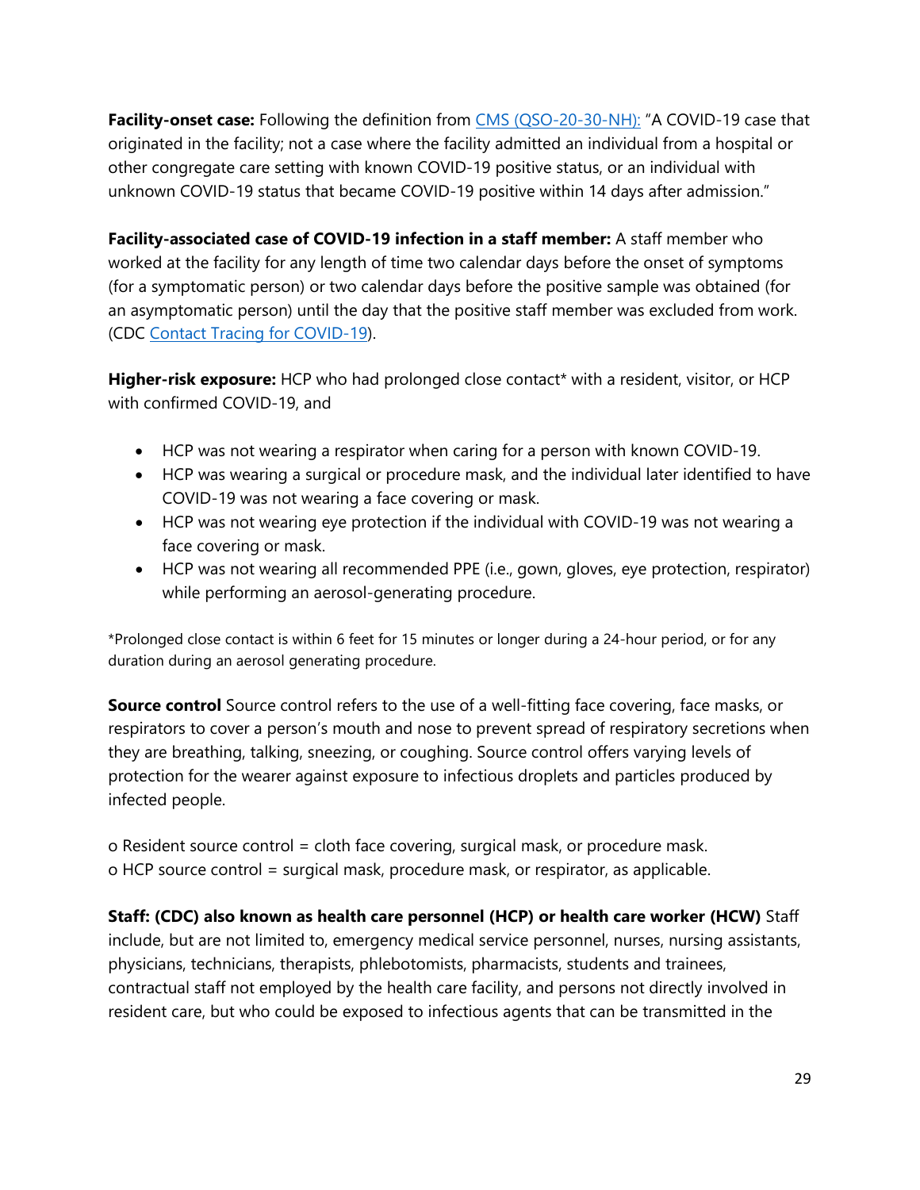**Facility-onset case:** Following the definition from [CMS (QSO-20-30-NH):](#) "A COVID-19 case that originated in the facility; not a case where the facility admitted an individual from a hospital or other congregate care setting with known COVID-19 positive status, or an individual with unknown COVID-19 status that became COVID-19 positive within 14 days after admission."

**Facility-associated case of COVID-19 infection in a staff member:** A staff member who worked at the facility for any length of time two calendar days before the onset of symptoms (for a symptomatic person) or two calendar days before the positive sample was obtained (for an asymptomatic person) until the day that the positive staff member was excluded from work. (CDC [Contact Tracing for COVID-19](#)).

**Higher-risk exposure:** HCP who had prolonged close contact* with a resident, visitor, or HCP with confirmed COVID-19, and

- HCP was not wearing a respirator when caring for a person with known COVID-19.
- HCP was wearing a surgical or procedure mask, and the individual later identified to have COVID-19 was not wearing a face covering or mask.
- HCP was not wearing eye protection if the individual with COVID-19 was not wearing a face covering or mask.
- HCP was not wearing all recommended PPE (i.e., gown, gloves, eye protection, respirator) while performing an aerosol-generating procedure.

*Prolonged close contact is within 6 feet for 15 minutes or longer during a 24-hour period, or for any duration during an aerosol generating procedure.

**Source control** Source control refers to the use of a well-fitting face covering, face masks, or respirators to cover a person's mouth and nose to prevent spread of respiratory secretions when they are breathing, talking, sneezing, or coughing. Source control offers varying levels of protection for the wearer against exposure to infectious droplets and particles produced by infected people.

o Resident source control = cloth face covering, surgical mask, or procedure mask.
o HCP source control = surgical mask, procedure mask, or respirator, as applicable.

**Staff: (CDC) also known as health care personnel (HCP) or health care worker (HCW)** Staff include, but are not limited to, emergency medical service personnel, nurses, nursing assistants, physicians, technicians, therapists, phlebotomists, pharmacists, students and trainees, contractual staff not employed by the health care facility, and persons not directly involved in resident care, but who could be exposed to infectious agents that can be transmitted in the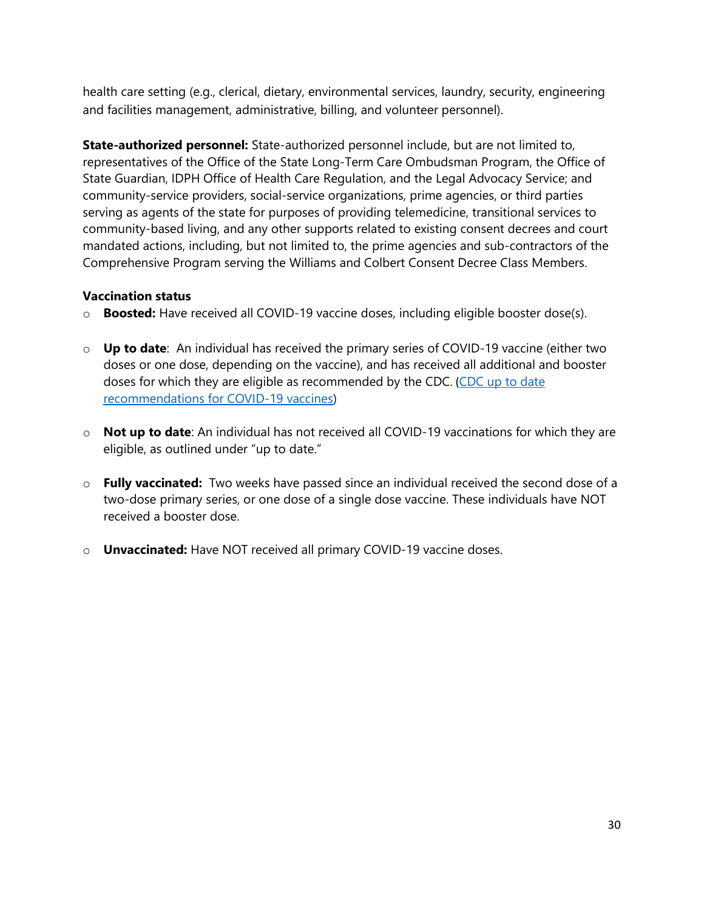health care setting (e.g., clerical, dietary, environmental services, laundry, security, engineering and facilities management, administrative, billing, and volunteer personnel).

**State-authorized personnel:** State-authorized personnel include, but are not limited to, representatives of the Office of the State Long-Term Care Ombudsman Program, the Office of State Guardian, IDPH Office of Health Care Regulation, and the Legal Advocacy Service; and community-service providers, social-service organizations, prime agencies, or third parties serving as agents of the state for purposes of providing telemedicine, transitional services to community-based living, and any other supports related to existing consent decrees and court mandated actions, including, but not limited to, the prime agencies and sub-contractors of the Comprehensive Program serving the Williams and Colbert Consent Decree Class Members.

**Vaccination status**

- **Boosted:** Have received all COVID-19 vaccine doses, including eligible booster dose(s).
- **Up to date**: An individual has received the primary series of COVID-19 vaccine (either two doses or one dose, depending on the vaccine), and has received all additional and booster doses for which they are eligible as recommended by the CDC. (CDC up to date recommendations for COVID-19 vaccines)
- **Not up to date**: An individual has not received all COVID-19 vaccinations for which they are eligible, as outlined under "up to date."
- **Fully vaccinated:** Two weeks have passed since an individual received the second dose of a two-dose primary series, or one dose of a single dose vaccine. These individuals have NOT received a booster dose.
- **Unvaccinated:** Have NOT received all primary COVID-19 vaccine doses.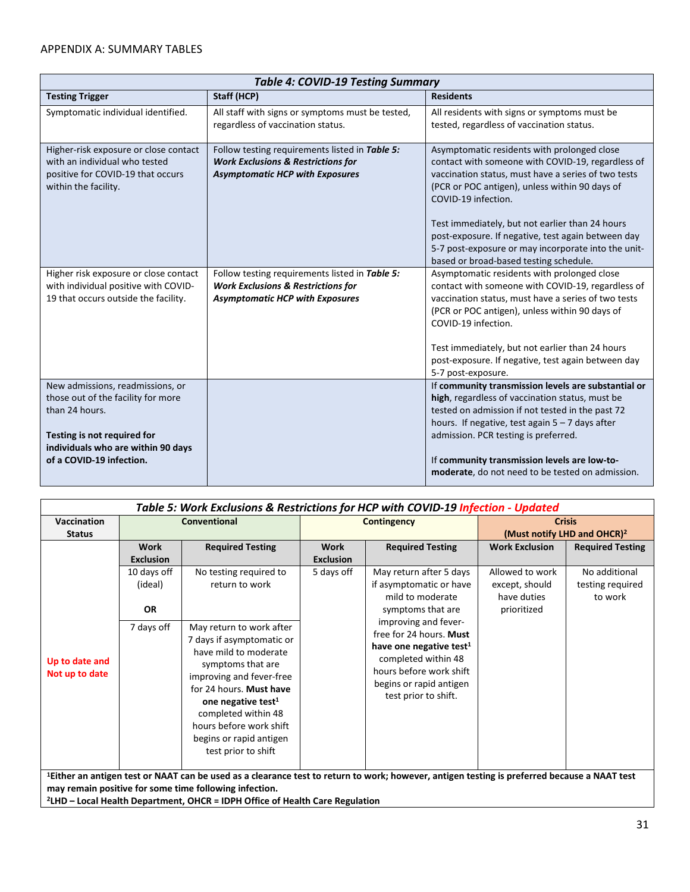APPENDIX A: SUMMARY TABLES

| *Table 4: COVID-19 Testing Summary* | | |
|---|---|---|
| **Testing Trigger** | **Staff (HCP)** | **Residents** |
| Symptomatic individual identified. | All staff with signs or symptoms must be tested, regardless of vaccination status. | All residents with signs or symptoms must be tested, regardless of vaccination status. |
| Higher-risk exposure or close contact with an individual who tested positive for COVID-19 that occurs within the facility. | Follow testing requirements listed in ***Table 5: Work Exclusions & Restrictions for Asymptomatic HCP with Exposures*** | Asymptomatic residents with prolonged close contact with someone with COVID-19, regardless of vaccination status, must have a series of two tests (PCR or POC antigen), unless within 90 days of COVID-19 infection.<br><br>Test immediately, but not earlier than 24 hours post-exposure. If negative, test again between day 5-7 post-exposure or may incorporate into the unit-based or broad-based testing schedule. |
| Higher risk exposure or close contact with individual positive with COVID-19 that occurs outside the facility. | Follow testing requirements listed in ***Table 5: Work Exclusions & Restrictions for Asymptomatic HCP with Exposures*** | Asymptomatic residents with prolonged close contact with someone with COVID-19, regardless of vaccination status, must have a series of two tests (PCR or POC antigen), unless within 90 days of COVID-19 infection.<br><br>Test immediately, but not earlier than 24 hours post-exposure. If negative, test again between day 5-7 post-exposure. |
| New admissions, readmissions, or those out of the facility for more than 24 hours.<br><br>**Testing is not required for individuals who are within 90 days of a COVID-19 infection.** | | If **community transmission levels are substantial or high**, regardless of vaccination status, must be tested on admission if not tested in the past 72 hours. If negative, test again 5 – 7 days after admission. PCR testing is preferred.<br><br>If **community transmission levels are low-to-moderate**, do not need to be tested on admission. |

| *Table 5: Work Exclusions & Restrictions for HCP with COVID-19 Infection - Updated* | | | | | | |
|---|---|---|---|---|---|---|
| **Vaccination Status** | **Conventional** | | **Contingency** | | **Crisis (Must notify LHD and OHCR)[2]** | |
| | **Work Exclusion** | **Required Testing** | **Work Exclusion** | **Required Testing** | **Work Exclusion** | **Required Testing** |
| Up to date and Not up to date | 10 days off (ideal)<br><br>**OR** | No testing required to return to work | 5 days off | May return after 5 days if asymptomatic or have mild to moderate symptoms that are improving and fever-free for 24 hours. **Must have one negative test[1]** completed within 48 hours before work shift begins or rapid antigen test prior to shift. | Allowed to work except, should have duties prioritized | No additional testing required to work |
| | 7 days off | May return to work after 7 days if asymptomatic or have mild to moderate symptoms that are improving and fever-free for 24 hours. **Must have one negative test[1]** completed within 48 hours before work shift begins or rapid antigen test prior to shift | | | | |

**[1]Either an antigen test or NAAT can be used as a clearance test to return to work; however, antigen testing is preferred because a NAAT test may remain positive for some time following infection.**
**[2]LHD – Local Health Department, OHCR = IDPH Office of Health Care Regulation**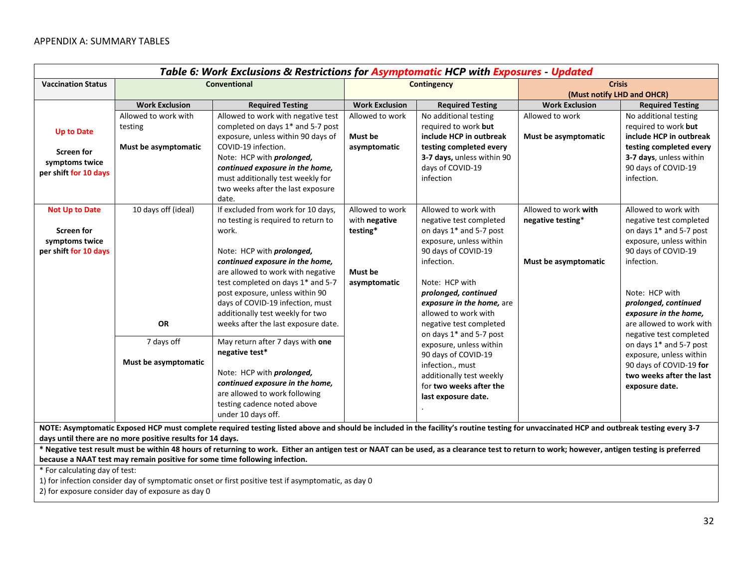APPENDIX A: SUMMARY TABLES

| Table 6: Work Exclusions & Restrictions for Asymptomatic HCP with Exposures - Updated | | | | | | |
|---|---|---|---|---|---|---|
| **Vaccination Status** | **Conventional** | | **Contingency** | | **Crisis (Must notify LHD and OHCR)** | |
| | **Work Exclusion** | **Required Testing** | **Work Exclusion** | **Required Testing** | **Work Exclusion** | **Required Testing** |
| **Up to Date**<br><br>**Screen for symptoms twice per shift for 10 days** | Allowed to work with testing<br><br>**Must be asymptomatic** | Allowed to work with negative test completed on days 1* and 5-7 post exposure, unless within 90 days of COVID-19 infection.<br>Note: HCP with ***prolonged, continued exposure in the home,*** must additionally test weekly for two weeks after the last exposure date. | Allowed to work<br><br>**Must be asymptomatic** | No additional testing required to work **but include HCP in outbreak testing completed every 3-7 days,** unless within 90 days of COVID-19 infection | Allowed to work<br><br>**Must be asymptomatic** | No additional testing required to work **but include HCP in outbreak testing completed every 3-7 days**, unless within 90 days of COVID-19 infection. |
| **Not Up to Date**<br><br>**Screen for symptoms twice per shift for 10 days** | 10 days off (ideal)<br><br>**OR** | If excluded from work for 10 days, no testing is required to return to work.<br><br>Note: HCP with ***prolonged, continued exposure in the home,*** are allowed to work with negative test completed on days 1* and 5-7 post exposure, unless within 90 days of COVID-19 infection, must additionally test weekly for two weeks after the last exposure date. | Allowed to work with **negative testing***<br><br>**Must be asymptomatic** | Allowed to work with negative test completed on days 1* and 5-7 post exposure, unless within 90 days of COVID-19 infection.<br><br>Note: HCP with ***prolonged, continued exposure in the home,*** are allowed to work with negative test completed on days 1* and 5-7 post exposure, unless within 90 days of COVID-19 infection., must additionally test weekly for **two weeks after the last exposure date.** | Allowed to work **with negative testing***<br><br>**Must be asymptomatic** | Allowed to work with negative test completed on days 1* and 5-7 post exposure, unless within 90 days of COVID-19 infection.<br><br>Note: HCP with ***prolonged, continued exposure in the home,*** are allowed to work with negative test completed on days 1* and 5-7 post exposure, unless within 90 days of COVID-19 **for two weeks after the last exposure date.** |
| | 7 days off<br><br>**Must be asymptomatic** | May return after 7 days with **one negative test***<br><br>Note: HCP with ***prolonged, continued exposure in the home,*** are allowed to work following testing cadence noted above under 10 days off. | | | | |

**NOTE: Asymptomatic Exposed HCP must complete required testing listed above and should be included in the facility's routine testing for unvaccinated HCP and outbreak testing every 3-7 days until there are no more positive results for 14 days.**

**\* Negative test result must be within 48 hours of returning to work. Either an antigen test or NAAT can be used, as a clearance test to return to work; however, antigen testing is preferred because a NAAT test may remain positive for some time following infection.**

\* For calculating day of test:

1) for infection consider day of symptomatic onset or first positive test if asymptomatic, as day 0
2) for exposure consider day of exposure as day 0